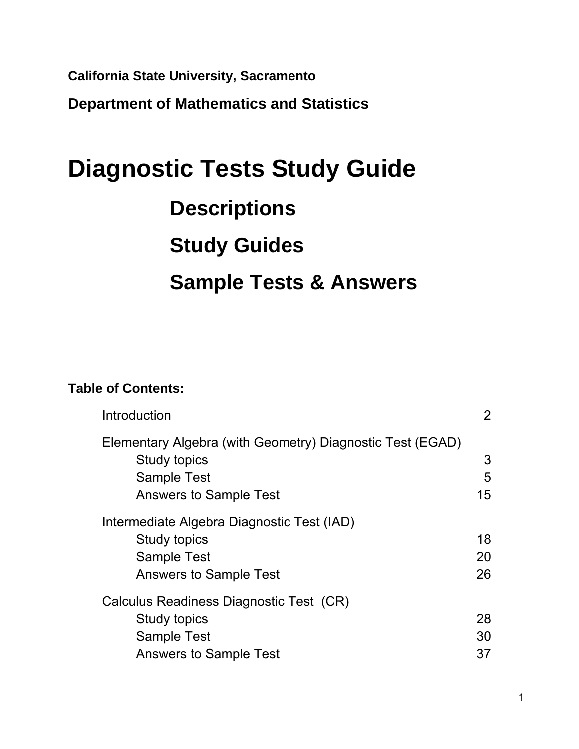**California State University, Sacramento**

**Department of Mathematics and Statistics**

# Diagnostic Tests Study Guide

## Descriptions

## Study Guides

## Sample Tests & Answers

**Table of Contents:**

| | |
|---|---|
| Introduction | 2 |
| Elementary Algebra (with Geometry) Diagnostic Test (EGAD) | |
| Study topics | 3 |
| Sample Test | 5 |
| Answers to Sample Test | 15 |
| Intermediate Algebra Diagnostic Test (IAD) | |
| Study topics | 18 |
| Sample Test | 20 |
| Answers to Sample Test | 26 |
| Calculus Readiness Diagnostic Test (CR) | |
| Study topics | 28 |
| Sample Test | 30 |
| Answers to Sample Test | 37 |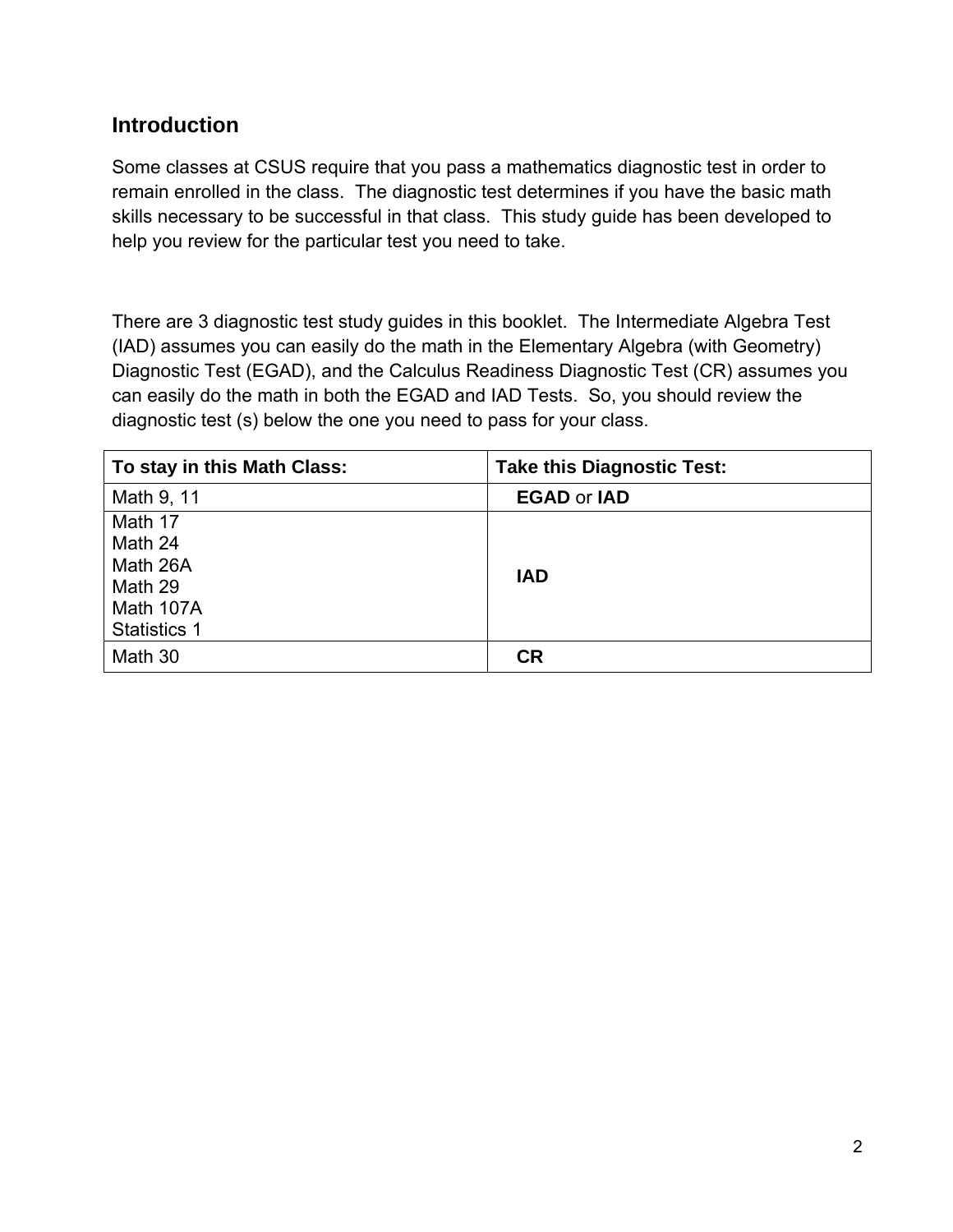## Introduction

Some classes at CSUS require that you pass a mathematics diagnostic test in order to remain enrolled in the class. The diagnostic test determines if you have the basic math skills necessary to be successful in that class. This study guide has been developed to help you review for the particular test you need to take.

There are 3 diagnostic test study guides in this booklet. The Intermediate Algebra Test (IAD) assumes you can easily do the math in the Elementary Algebra (with Geometry) Diagnostic Test (EGAD), and the Calculus Readiness Diagnostic Test (CR) assumes you can easily do the math in both the EGAD and IAD Tests. So, you should review the diagnostic test (s) below the one you need to pass for your class.

| To stay in this Math Class: | Take this Diagnostic Test: |
|---|---|
| Math 9, 11 | **EGAD** or **IAD** |
| Math 17<br>Math 24<br>Math 26A<br>Math 29<br>Math 107A<br>Statistics 1 | **IAD** |
| Math 30 | **CR** |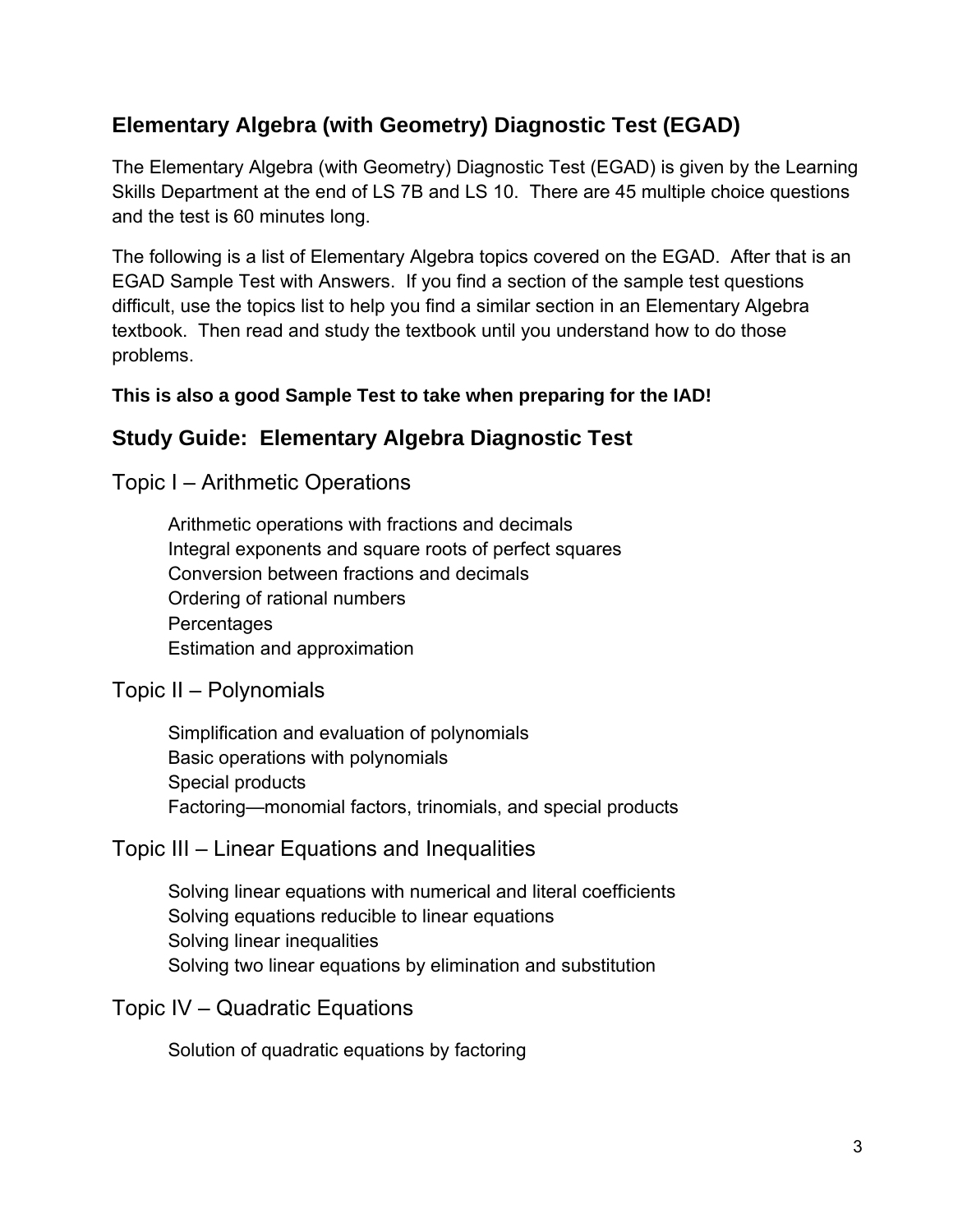## Elementary Algebra (with Geometry) Diagnostic Test (EGAD)

The Elementary Algebra (with Geometry) Diagnostic Test (EGAD) is given by the Learning Skills Department at the end of LS 7B and LS 10. There are 45 multiple choice questions and the test is 60 minutes long.

The following is a list of Elementary Algebra topics covered on the EGAD. After that is an EGAD Sample Test with Answers. If you find a section of the sample test questions difficult, use the topics list to help you find a similar section in an Elementary Algebra textbook. Then read and study the textbook until you understand how to do those problems.

**This is also a good Sample Test to take when preparing for the IAD!**

## Study Guide: Elementary Algebra Diagnostic Test

### Topic I – Arithmetic Operations

- Arithmetic operations with fractions and decimals
- Integral exponents and square roots of perfect squares
- Conversion between fractions and decimals
- Ordering of rational numbers
- Percentages
- Estimation and approximation

### Topic II – Polynomials

- Simplification and evaluation of polynomials
- Basic operations with polynomials
- Special products
- Factoring—monomial factors, trinomials, and special products

### Topic III – Linear Equations and Inequalities

- Solving linear equations with numerical and literal coefficients
- Solving equations reducible to linear equations
- Solving linear inequalities
- Solving two linear equations by elimination and substitution

### Topic IV – Quadratic Equations

- Solution of quadratic equations by factoring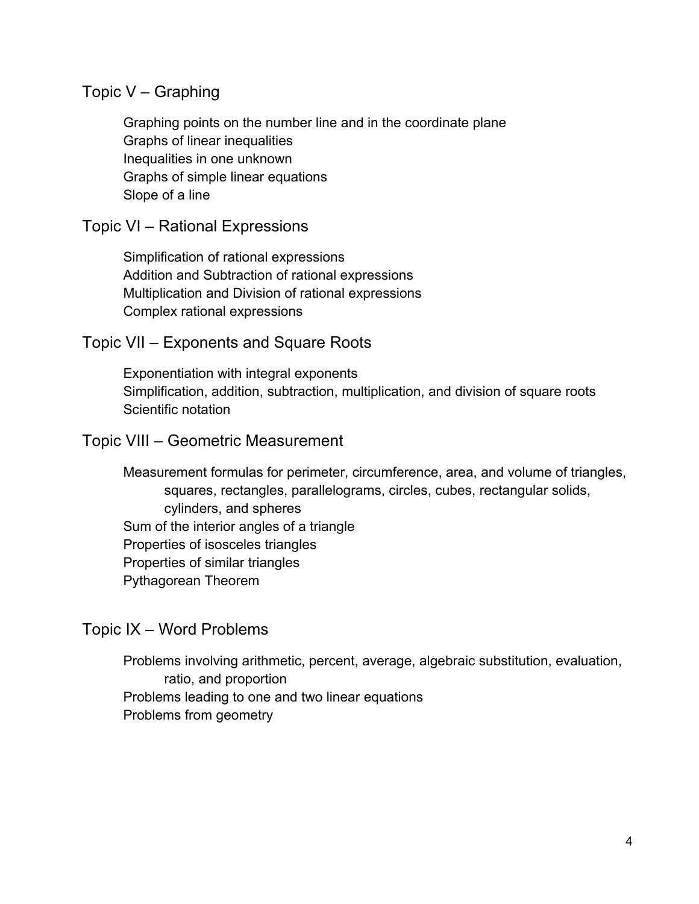## Topic V – Graphing

Graphing points on the number line and in the coordinate plane
Graphs of linear inequalities
Inequalities in one unknown
Graphs of simple linear equations
Slope of a line

## Topic VI – Rational Expressions

Simplification of rational expressions
Addition and Subtraction of rational expressions
Multiplication and Division of rational expressions
Complex rational expressions

## Topic VII – Exponents and Square Roots

Exponentiation with integral exponents
Simplification, addition, subtraction, multiplication, and division of square roots
Scientific notation

## Topic VIII – Geometric Measurement

Measurement formulas for perimeter, circumference, area, and volume of triangles, squares, rectangles, parallelograms, circles, cubes, rectangular solids, cylinders, and spheres
Sum of the interior angles of a triangle
Properties of isosceles triangles
Properties of similar triangles
Pythagorean Theorem

## Topic IX – Word Problems

Problems involving arithmetic, percent, average, algebraic substitution, evaluation, ratio, and proportion
Problems leading to one and two linear equations
Problems from geometry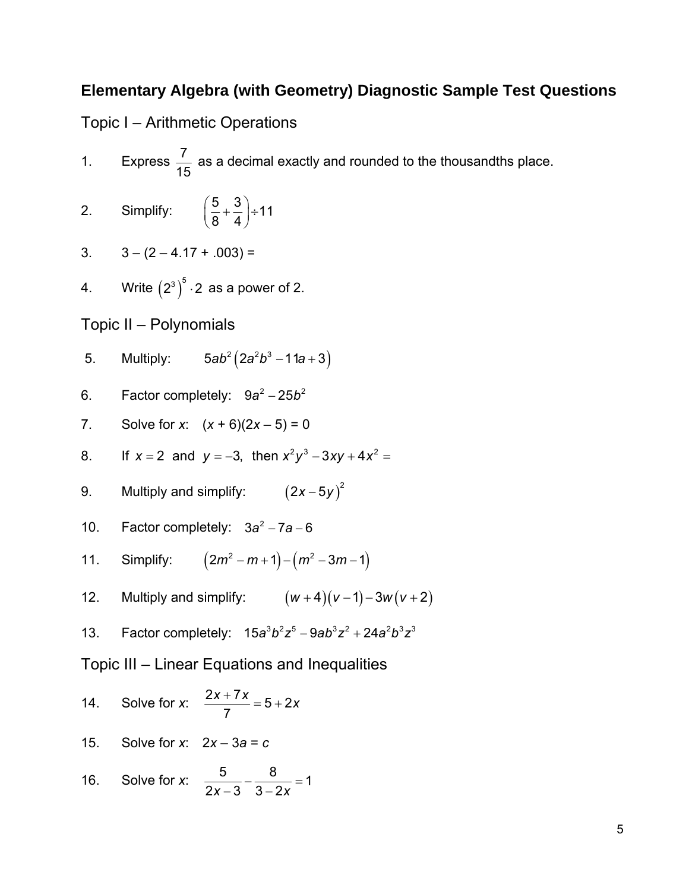# Elementary Algebra (with Geometry) Diagnostic Sample Test Questions

## Topic I – Arithmetic Operations

1. Express $\frac{7}{15}$ as a decimal exactly and rounded to the thousandths place.

2. Simplify: $\left(\frac{5}{8}+\frac{3}{4}\right)\div 11$

3. $3 - (2 - 4.17 + .003) =$

4. Write $\left(2^3\right)^5 \cdot 2$ as a power of 2.

## Topic II – Polynomials

5. Multiply: $5ab^2\left(2a^2b^3 - 11a + 3\right)$

6. Factor completely: $9a^2 - 25b^2$

7. Solve for $x$: $(x + 6)(2x - 5) = 0$

8. If $x = 2$ and $y = -3$, then $x^2y^3 - 3xy + 4x^2 =$

9. Multiply and simplify: $\left(2x - 5y\right)^2$

10. Factor completely: $3a^2 - 7a - 6$

11. Simplify: $\left(2m^2 - m + 1\right) - \left(m^2 - 3m - 1\right)$

12. Multiply and simplify: $\left(w + 4\right)\left(v - 1\right) - 3w\left(v + 2\right)$

13. Factor completely: $15a^3b^2z^5 - 9ab^3z^2 + 24a^2b^3z^3$

## Topic III – Linear Equations and Inequalities

14. Solve for $x$: $\frac{2x + 7x}{7} = 5 + 2x$

15. Solve for $x$: $2x - 3a = c$

16. Solve for $x$: $\frac{5}{2x-3} - \frac{8}{3-2x} = 1$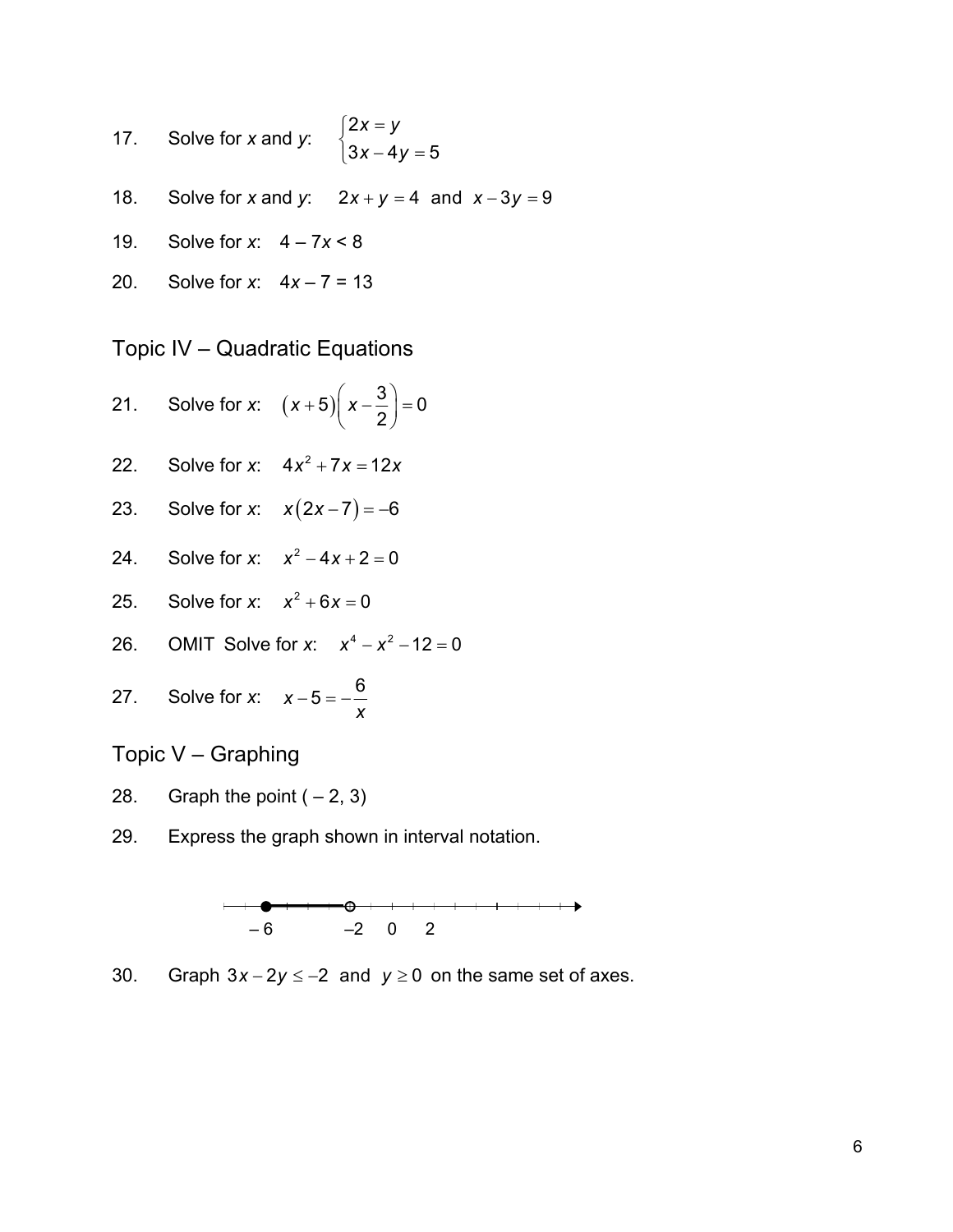17. Solve for *x* and *y*: $\begin{cases} 2x = y \\ 3x - 4y = 5 \end{cases}$

18. Solve for *x* and *y*: $2x + y = 4$ and $x - 3y = 9$

19. Solve for *x*: $4 - 7x < 8$

20. Solve for *x*: $4x - 7 = 13$

## Topic IV – Quadratic Equations

21. Solve for *x*: $(x+5)\left(x - \frac{3}{2}\right) = 0$

22. Solve for *x*: $4x^2 + 7x = 12x$

23. Solve for *x*: $x(2x-7) = -6$

24. Solve for *x*: $x^2 - 4x + 2 = 0$

25. Solve for *x*: $x^2 + 6x = 0$

26. OMIT Solve for *x*: $x^4 - x^2 - 12 = 0$

27. Solve for *x*: $x - 5 = -\frac{6}{x}$

## Topic V – Graphing

28. Graph the point $(-2, 3)$

29. Express the graph shown in interval notation.

   – 6 –2 0 2

30. Graph $3x - 2y \leq -2$ and $y \geq 0$ on the same set of axes.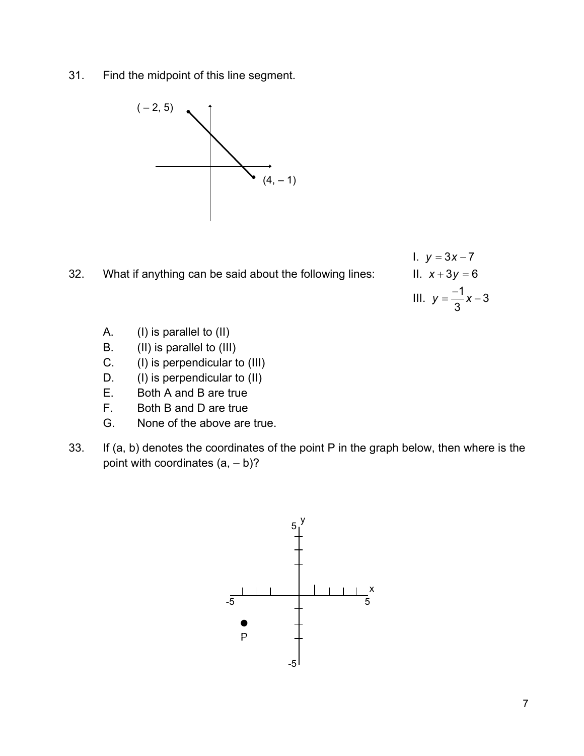31. Find the midpoint of this line segment.

( – 2, 5)

(4, – 1)

32. What if anything can be said about the following lines:

I. $y = 3x - 7$

II. $x + 3y = 6$

III. $y = \frac{-1}{3}x - 3$

A. (I) is parallel to (II)
B. (II) is parallel to (III)
C. (I) is perpendicular to (III)
D. (I) is perpendicular to (II)
E. Both A and B are true
F. Both B and D are true
G. None of the above are true.

33. If (a, b) denotes the coordinates of the point P in the graph below, then where is the point with coordinates (a, – b)?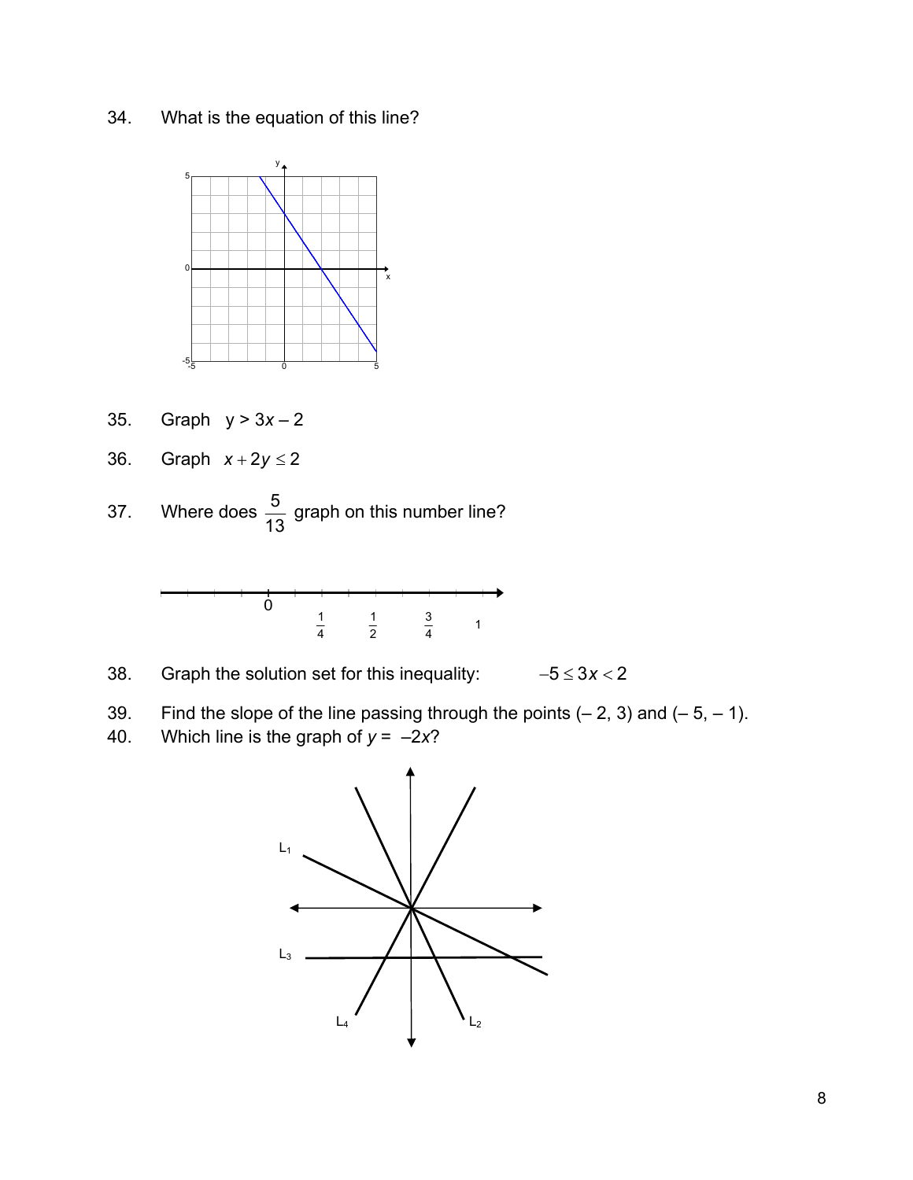34. What is the equation of this line?

35. Graph $y > 3x - 2$

36. Graph $x + 2y \leq 2$

37. Where does $\frac{5}{13}$ graph on this number line?

38. Graph the solution set for this inequality: $-5 \leq 3x < 2$

39. Find the slope of the line passing through the points (– 2, 3) and (– 5, – 1).

40. Which line is the graph of $y = -2x$?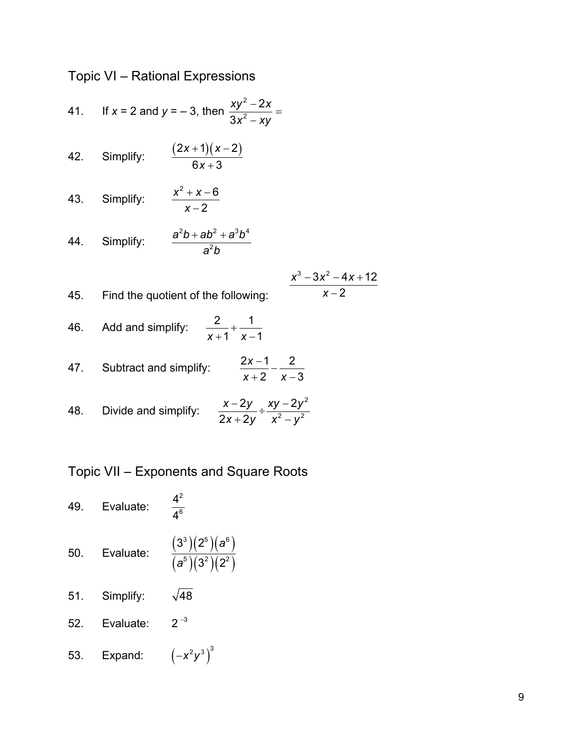## Topic VI – Rational Expressions

41. If $x = 2$ and $y = -3$, then $\dfrac{xy^2 - 2x}{3x^2 - xy} =$

42. Simplify: $\dfrac{(2x+1)(x-2)}{6x+3}$

43. Simplify: $\dfrac{x^2 + x - 6}{x-2}$

44. Simplify: $\dfrac{a^2b + ab^2 + a^3b^4}{a^2b}$

45. Find the quotient of the following: $\dfrac{x^3 - 3x^2 - 4x + 12}{x-2}$

46. Add and simplify: $\dfrac{2}{x+1} + \dfrac{1}{x-1}$

47. Subtract and simplify: $\dfrac{2x-1}{x+2} - \dfrac{2}{x-3}$

48. Divide and simplify: $\dfrac{x-2y}{2x+2y} \div \dfrac{xy - 2y^2}{x^2 - y^2}$

## Topic VII – Exponents and Square Roots

49. Evaluate: $\dfrac{4^2}{4^6}$

50. Evaluate: $\dfrac{(3^3)(2^5)(a^6)}{(a^5)(3^2)(2^2)}$

51. Simplify: $\sqrt{48}$

52. Evaluate: $2^{-3}$

53. Expand: $\left(-x^2y^3\right)^3$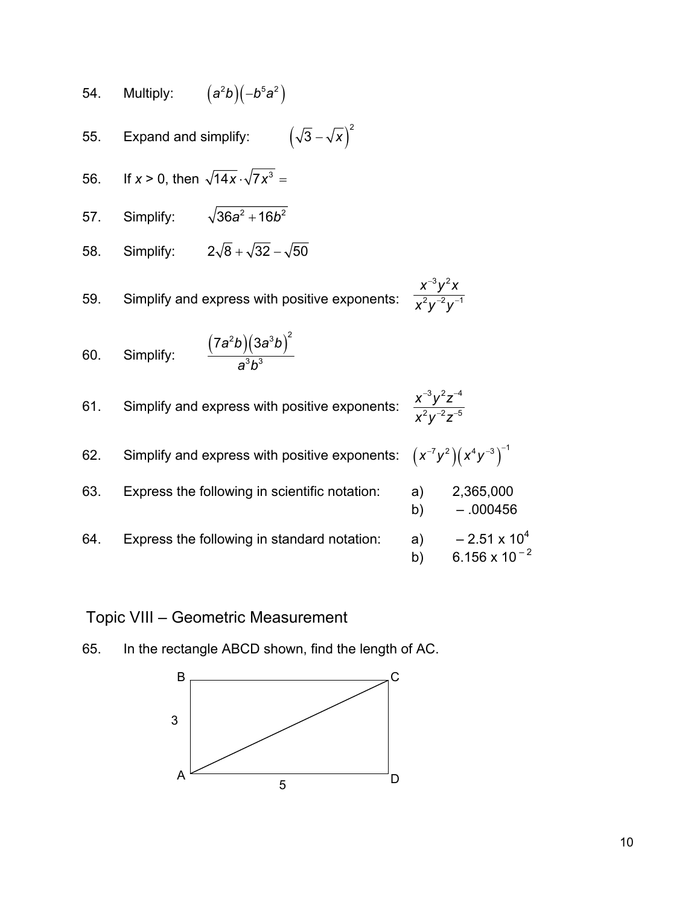54. Multiply: $\left(a^2b\right)\left(-b^5a^2\right)$

55. Expand and simplify: $\left(\sqrt{3}-\sqrt{x}\right)^2$

56. If $x > 0$, then $\sqrt{14x}\cdot\sqrt{7x^3} =$

57. Simplify: $\sqrt{36a^2+16b^2}$

58. Simplify: $2\sqrt{8}+\sqrt{32}-\sqrt{50}$

59. Simplify and express with positive exponents: $\dfrac{x^{-3}y^2x}{x^2y^{-2}y^{-1}}$

60. Simplify: $\dfrac{\left(7a^2b\right)\left(3a^3b\right)^2}{a^3b^3}$

61. Simplify and express with positive exponents: $\dfrac{x^{-3}y^2z^{-4}}{x^2y^{-2}z^{-5}}$

62. Simplify and express with positive exponents: $\left(x^{-7}y^2\right)\left(x^4y^{-3}\right)^{-1}$

63. Express the following in scientific notation:
  a) 2,365,000
  b) – .000456

64. Express the following in standard notation:
  a) $-2.51 \times 10^4$
  b) $6.156 \times 10^{-2}$

## Topic VIII – Geometric Measurement

65. In the rectangle ABCD shown, find the length of AC.

B C

3

A 5 D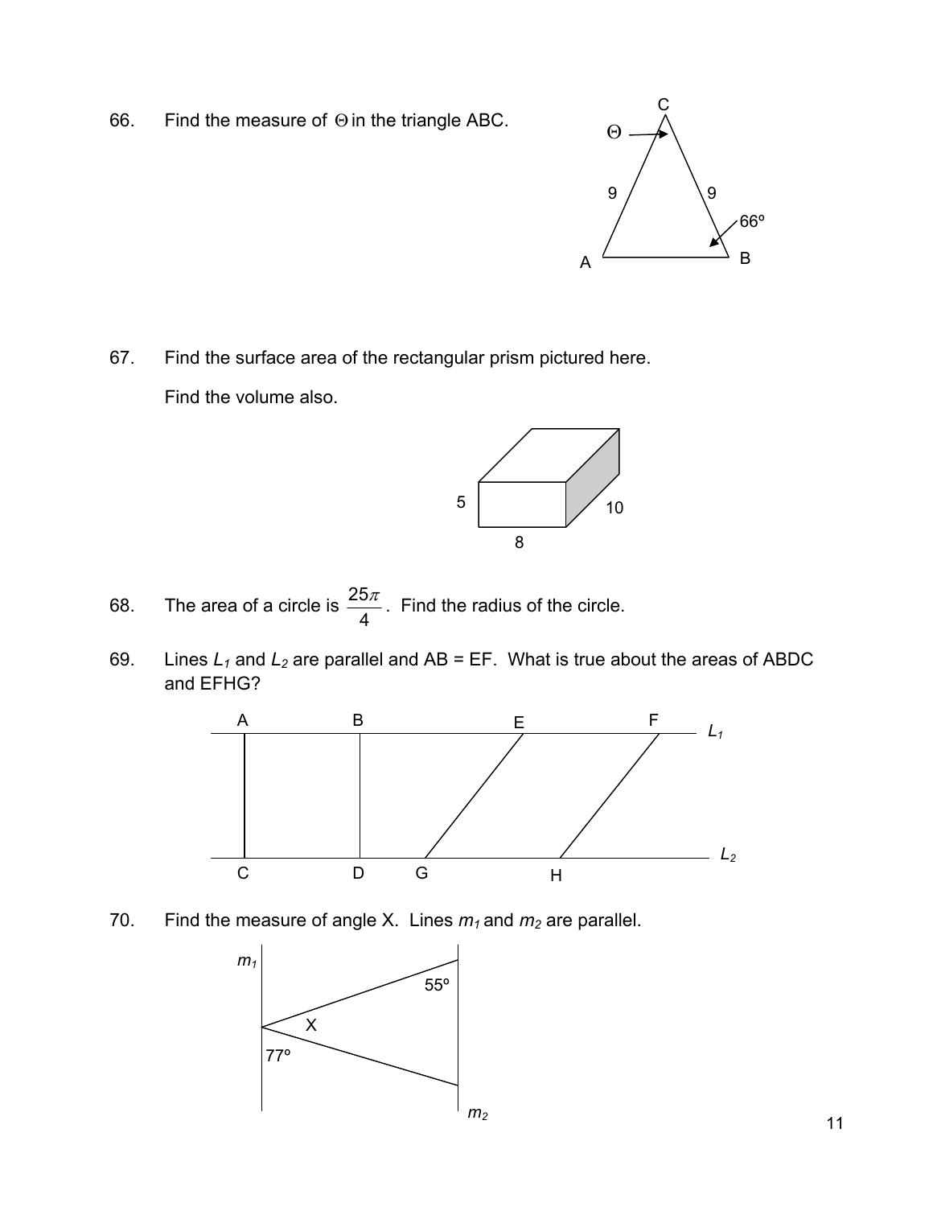66. Find the measure of $\Theta$ in the triangle ABC.

67. Find the surface area of the rectangular prism pictured here.

    Find the volume also.

68. The area of a circle is $\frac{25\pi}{4}$. Find the radius of the circle.

69. Lines $L_1$ and $L_2$ are parallel and AB = EF. What is true about the areas of ABDC and EFHG?

70. Find the measure of angle X. Lines $m_1$ and $m_2$ are parallel.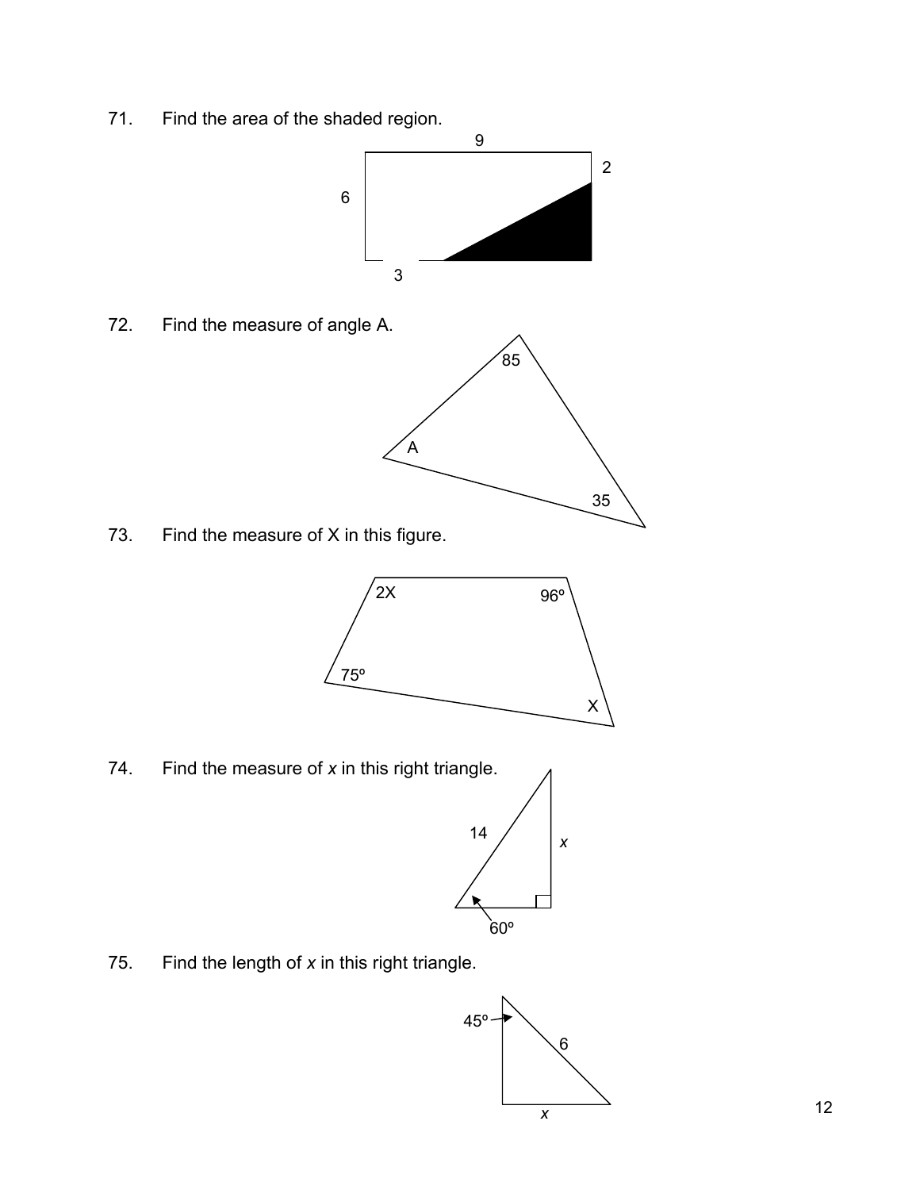71. Find the area of the shaded region.

9

2

6

3

72. Find the measure of angle A.

85

A

35

73. Find the measure of X in this figure.

2X

96º

75º

X

74. Find the measure of $x$ in this right triangle.

14

$x$

60º

75. Find the length of $x$ in this right triangle.

45º

6

$x$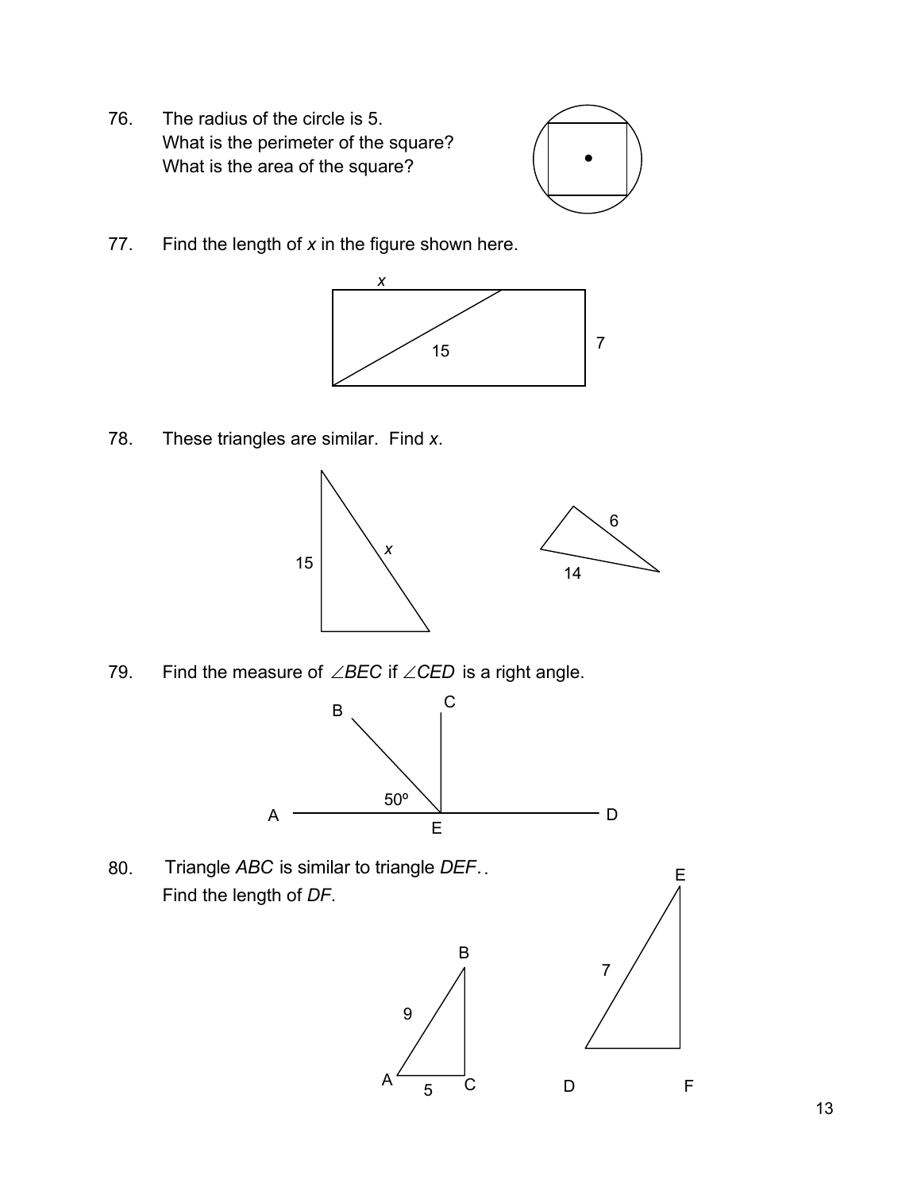76. The radius of the circle is 5.
    What is the perimeter of the square?
    What is the area of the square?

77. Find the length of $x$ in the figure shown here.

78. These triangles are similar. Find $x$.

79. Find the measure of $\angle BEC$ if $\angle CED$ is a right angle.

80. Triangle $ABC$ is similar to triangle $DEF$. .
    Find the length of $DF$.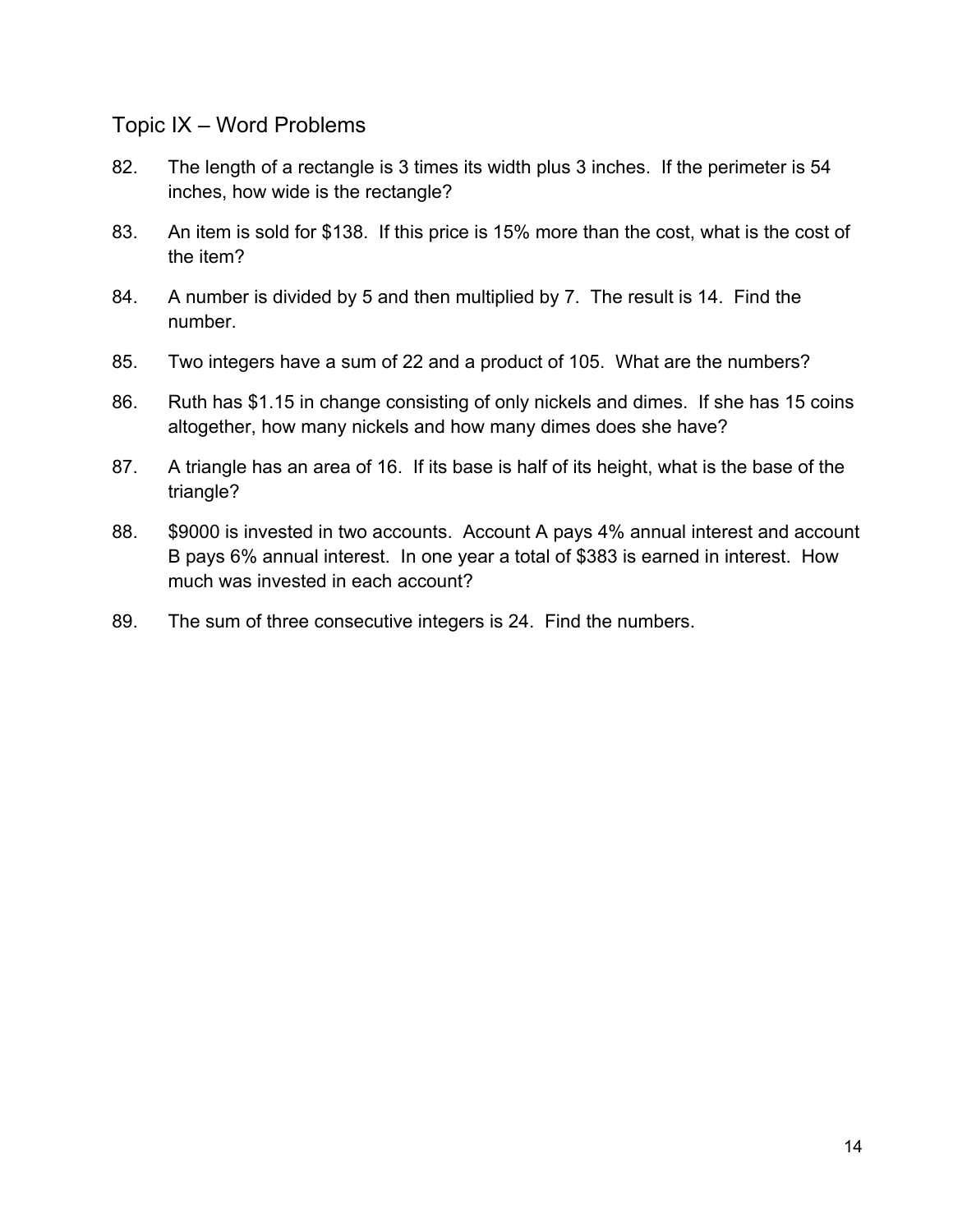## Topic IX – Word Problems

82. The length of a rectangle is 3 times its width plus 3 inches. If the perimeter is 54 inches, how wide is the rectangle?

83. An item is sold for \$138. If this price is 15% more than the cost, what is the cost of the item?

84. A number is divided by 5 and then multiplied by 7. The result is 14. Find the number.

85. Two integers have a sum of 22 and a product of 105. What are the numbers?

86. Ruth has \$1.15 in change consisting of only nickels and dimes. If she has 15 coins altogether, how many nickels and how many dimes does she have?

87. A triangle has an area of 16. If its base is half of its height, what is the base of the triangle?

88. \$9000 is invested in two accounts. Account A pays 4% annual interest and account B pays 6% annual interest. In one year a total of \$383 is earned in interest. How much was invested in each account?

89. The sum of three consecutive integers is 24. Find the numbers.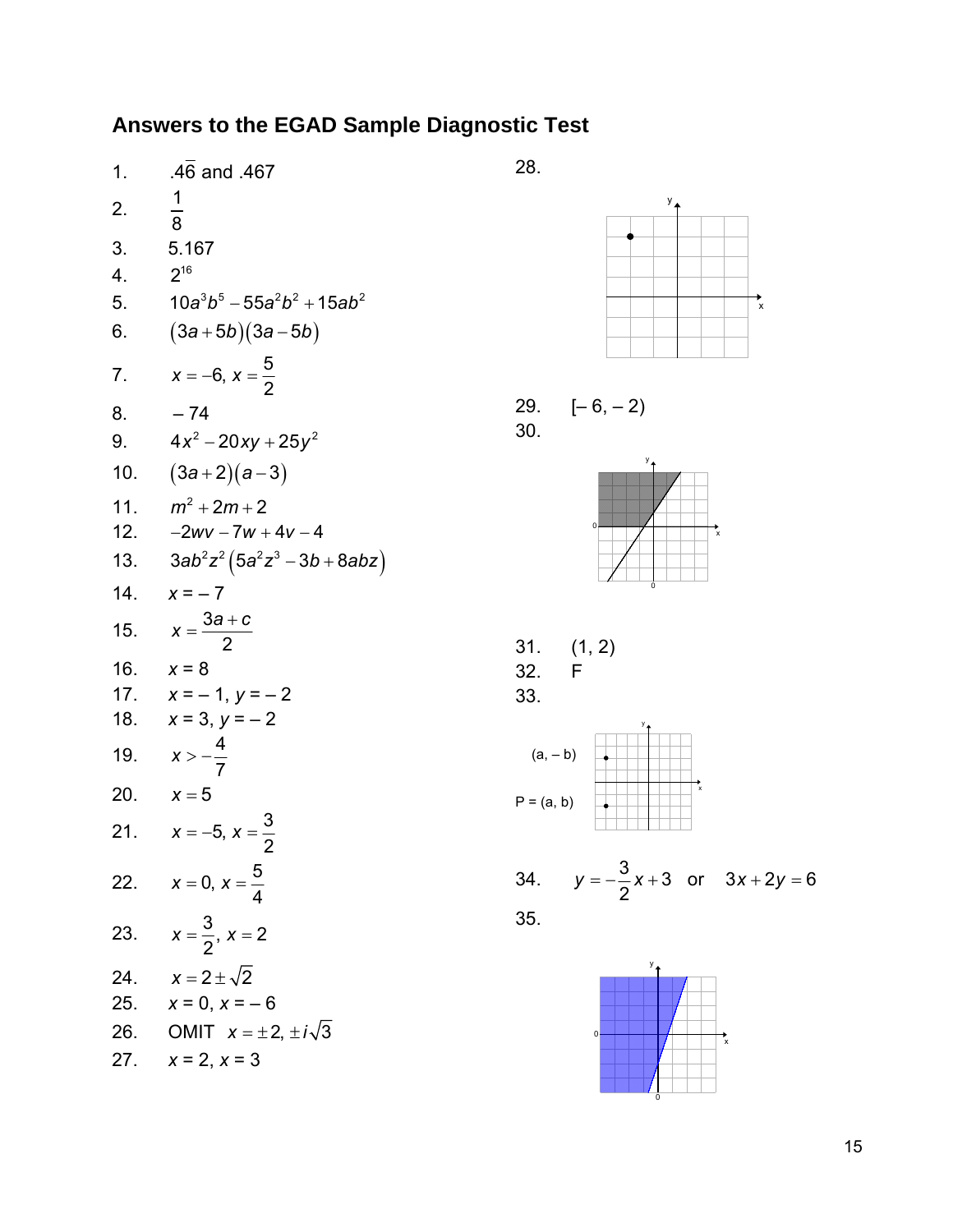## Answers to the EGAD Sample Diagnostic Test

1. $.4\overline{6}$ and .467
2. $\dfrac{1}{8}$
3. 5.167
4. $2^{16}$
5. $10a^3b^5 - 55a^2b^2 + 15ab^2$
6. $(3a+5b)(3a-5b)$
7. $x = -6,\ x = \dfrac{5}{2}$
8. – 74
9. $4x^2 - 20xy + 25y^2$
10. $(3a+2)(a-3)$
11. $m^2 + 2m + 2$
12. $-2wv - 7w + 4v - 4$
13. $3ab^2z^2\left(5a^2z^3 - 3b + 8abz\right)$
14. $x = -7$
15. $x = \dfrac{3a+c}{2}$
16. $x = 8$
17. $x = -1,\ y = -2$
18. $x = 3,\ y = -2$
19. $x > -\dfrac{4}{7}$
20. $x = 5$
21. $x = -5,\ x = \dfrac{3}{2}$
22. $x = 0,\ x = \dfrac{5}{4}$
23. $x = \dfrac{3}{2},\ x = 2$
24. $x = 2 \pm \sqrt{2}$
25. $x = 0,\ x = -6$
26. OMIT $x = \pm 2,\ \pm i\sqrt{3}$
27. $x = 2,\ x = 3$
28.
29. $[-6, -2)$
30.
31. (1, 2)
32. F
33. (a, – b) P = (a, b)
34. $y = -\dfrac{3}{2}x + 3$ or $3x + 2y = 6$
35.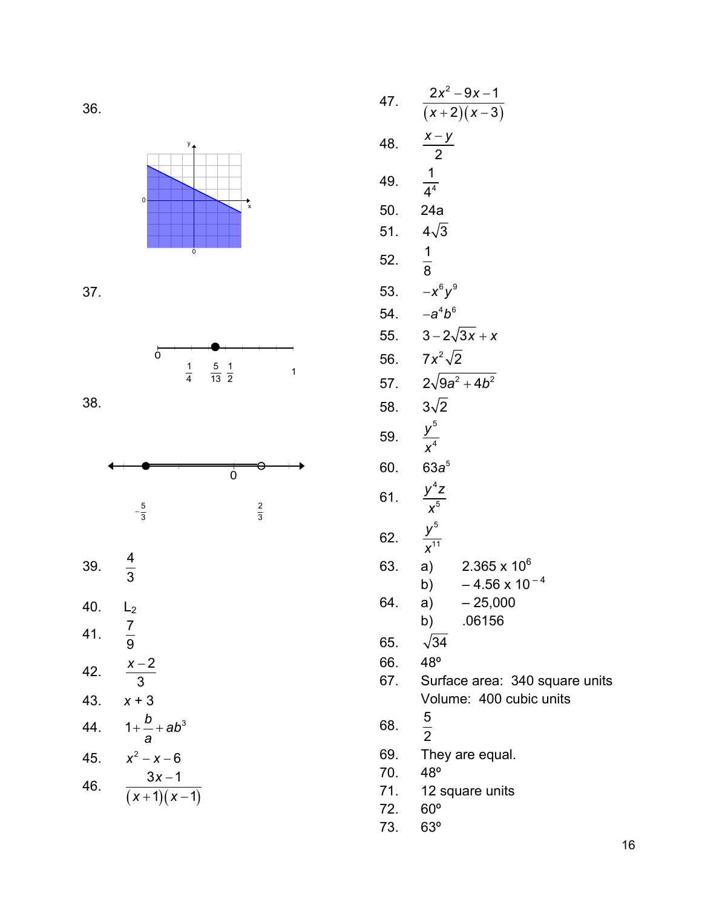36.

37.

0 $\frac{1}{4}$ $\frac{5}{13}$ $\frac{1}{2}$ 1

38.

0

$-\frac{5}{3}$ $\frac{2}{3}$

39. $\frac{4}{3}$

40. $L_2$

41. $\frac{7}{9}$

42. $\frac{x-2}{3}$

43. $x + 3$

44. $1+\frac{b}{a}+ab^3$

45. $x^2 - x - 6$

46. $\frac{3x-1}{(x+1)(x-1)}$

47. $\frac{2x^2-9x-1}{(x+2)(x-3)}$

48. $\frac{x-y}{2}$

49. $\frac{1}{4^4}$

50. $24a$

51. $4\sqrt{3}$

52. $\frac{1}{8}$

53. $-x^6y^9$

54. $-a^4b^6$

55. $3-2\sqrt{3x}+x$

56. $7x^2\sqrt{2}$

57. $2\sqrt{9a^2+4b^2}$

58. $3\sqrt{2}$

59. $\frac{y^5}{x^4}$

60. $63a^5$

61. $\frac{y^4z}{x^5}$

62. $\frac{y^5}{x^{11}}$

63. a) $2.365 \times 10^6$
    b) $-4.56 \times 10^{-4}$

64. a) $-25{,}000$
    b) $.06156$

65. $\sqrt{34}$

66. 48º

67. Surface area: 340 square units
    Volume: 400 cubic units

68. $\frac{5}{2}$

69. They are equal.

70. 48º

71. 12 square units

72. 60º

73. 63º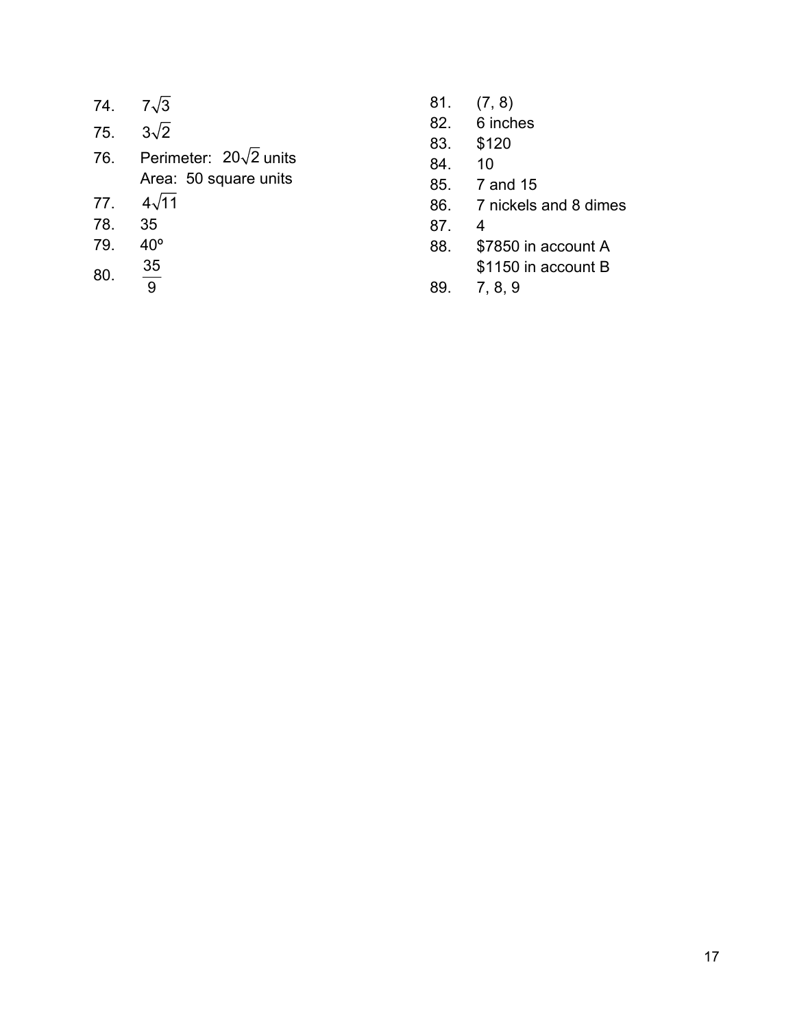74. $7\sqrt{3}$

75. $3\sqrt{2}$

76. Perimeter: $20\sqrt{2}$ units
    Area: 50 square units

77. $4\sqrt{11}$

78. 35

79. 40º

80. $\frac{35}{9}$

81. (7, 8)

82. 6 inches

83. $120

84. 10

85. 7 and 15

86. 7 nickels and 8 dimes

87. 4

88. $7850 in account A
    $1150 in account B

89. 7, 8, 9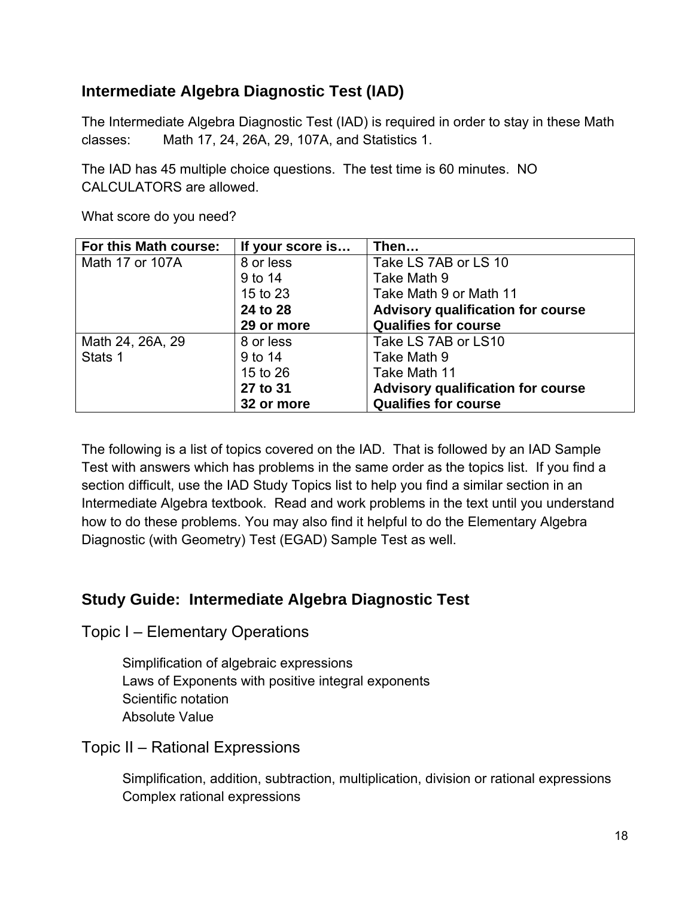## Intermediate Algebra Diagnostic Test (IAD)

The Intermediate Algebra Diagnostic Test (IAD) is required in order to stay in these Math classes: Math 17, 24, 26A, 29, 107A, and Statistics 1.

The IAD has 45 multiple choice questions. The test time is 60 minutes. NO CALCULATORS are allowed.

What score do you need?

| For this Math course: | If your score is… | Then… |
| --- | --- | --- |
| Math 17 or 107A | 8 or less<br>9 to 14<br>15 to 23<br>**24 to 28**<br>**29 or more** | Take LS 7AB or LS 10<br>Take Math 9<br>Take Math 9 or Math 11<br>**Advisory qualification for course**<br>**Qualifies for course** |
| Math 24, 26A, 29<br>Stats 1 | 8 or less<br>9 to 14<br>15 to 26<br>**27 to 31**<br>**32 or more** | Take LS 7AB or LS10<br>Take Math 9<br>Take Math 11<br>**Advisory qualification for course**<br>**Qualifies for course** |

The following is a list of topics covered on the IAD. That is followed by an IAD Sample Test with answers which has problems in the same order as the topics list. If you find a section difficult, use the IAD Study Topics list to help you find a similar section in an Intermediate Algebra textbook. Read and work problems in the text until you understand how to do these problems. You may also find it helpful to do the Elementary Algebra Diagnostic (with Geometry) Test (EGAD) Sample Test as well.

## Study Guide: Intermediate Algebra Diagnostic Test

### Topic I – Elementary Operations

Simplification of algebraic expressions
Laws of Exponents with positive integral exponents
Scientific notation
Absolute Value

### Topic II – Rational Expressions

Simplification, addition, subtraction, multiplication, division or rational expressions
Complex rational expressions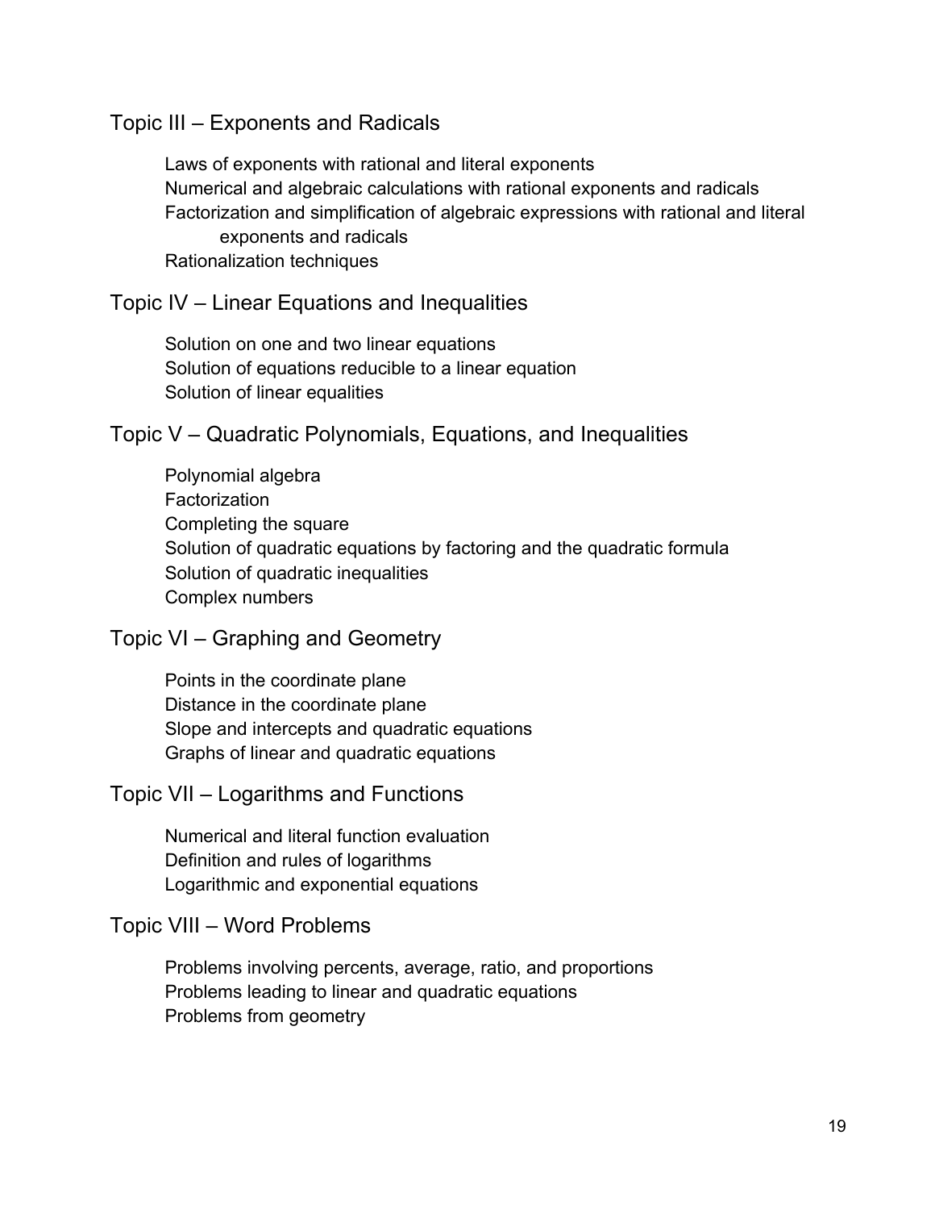## Topic III – Exponents and Radicals

Laws of exponents with rational and literal exponents
Numerical and algebraic calculations with rational exponents and radicals
Factorization and simplification of algebraic expressions with rational and literal exponents and radicals
Rationalization techniques

## Topic IV – Linear Equations and Inequalities

Solution on one and two linear equations
Solution of equations reducible to a linear equation
Solution of linear equalities

## Topic V – Quadratic Polynomials, Equations, and Inequalities

Polynomial algebra
Factorization
Completing the square
Solution of quadratic equations by factoring and the quadratic formula
Solution of quadratic inequalities
Complex numbers

## Topic VI – Graphing and Geometry

Points in the coordinate plane
Distance in the coordinate plane
Slope and intercepts and quadratic equations
Graphs of linear and quadratic equations

## Topic VII – Logarithms and Functions

Numerical and literal function evaluation
Definition and rules of logarithms
Logarithmic and exponential equations

## Topic VIII – Word Problems

Problems involving percents, average, ratio, and proportions
Problems leading to linear and quadratic equations
Problems from geometry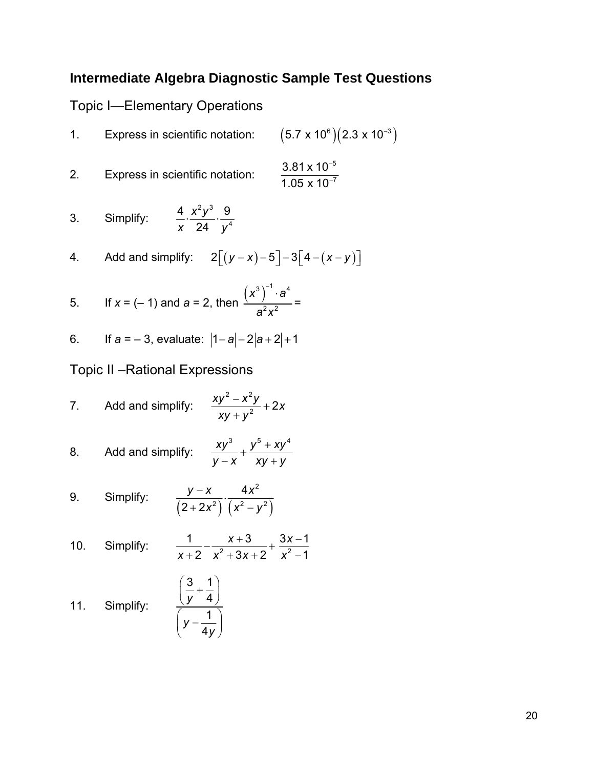## Intermediate Algebra Diagnostic Sample Test Questions

### Topic I—Elementary Operations

1. Express in scientific notation: $\left(5.7 \text{ x } 10^{6}\right)\left(2.3 \text{ x } 10^{-3}\right)$

2. Express in scientific notation: $\dfrac{3.81 \text{ x } 10^{-5}}{1.05 \text{ x } 10^{-7}}$

3. Simplify: $\dfrac{4}{x} \cdot \dfrac{x^2 y^3}{24} \cdot \dfrac{9}{y^4}$

4. Add and simplify: $2\left[\left(y-x\right)-5\right]-3\left[4-\left(x-y\right)\right]$

5. If $x = (-1)$ and $a = 2$, then $\dfrac{\left(x^3\right)^{-1} \cdot a^4}{a^2 x^2} =$

6. If $a = -3$, evaluate: $\left|1-a\right|-2\left|a+2\right|+1$

### Topic II –Rational Expressions

7. Add and simplify: $\dfrac{xy^2 - x^2 y}{xy + y^2} + 2x$

8. Add and simplify: $\dfrac{xy^3}{y-x} + \dfrac{y^5 + xy^4}{xy + y}$

9. Simplify: $\dfrac{y-x}{\left(2+2x^2\right)} \cdot \dfrac{4x^2}{\left(x^2 - y^2\right)}$

10. Simplify: $\dfrac{1}{x+2} - \dfrac{x+3}{x^2+3x+2} + \dfrac{3x-1}{x^2-1}$

11. Simplify: $\dfrac{\left(\dfrac{3}{y}+\dfrac{1}{4}\right)}{\left(y-\dfrac{1}{4y}\right)}$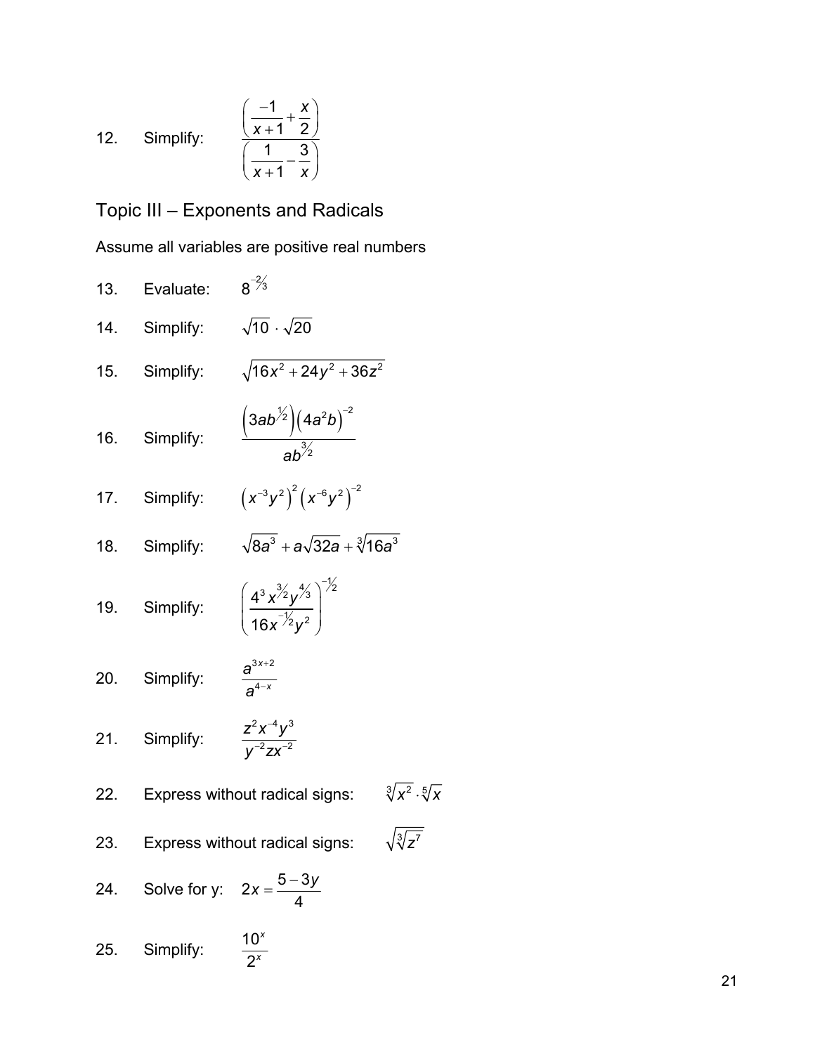12. Simplify: $\dfrac{\left(\dfrac{-1}{x+1}+\dfrac{x}{2}\right)}{\left(\dfrac{1}{x+1}-\dfrac{3}{x}\right)}$

## Topic III – Exponents and Radicals

Assume all variables are positive real numbers

13. Evaluate: $8^{-2/3}$

14. Simplify: $\sqrt{10}\cdot\sqrt{20}$

15. Simplify: $\sqrt{16x^2+24y^2+36z^2}$

16. Simplify: $\dfrac{\left(3ab^{1/2}\right)\left(4a^2b\right)^{-2}}{ab^{3/2}}$

17. Simplify: $\left(x^{-3}y^2\right)^2\left(x^{-6}y^2\right)^{-2}$

18. Simplify: $\sqrt{8a^3}+a\sqrt{32a}+\sqrt[3]{16a^3}$

19. Simplify: $\left(\dfrac{4^3x^{3/2}y^{4/3}}{16x^{-1/2}y^2}\right)^{-1/2}$

20. Simplify: $\dfrac{a^{3x+2}}{a^{4-x}}$

21. Simplify: $\dfrac{z^2x^{-4}y^3}{y^{-2}zx^{-2}}$

22. Express without radical signs: $\sqrt[3]{x^2}\cdot\sqrt[5]{x}$

23. Express without radical signs: $\sqrt{\sqrt[3]{z^7}}$

24. Solve for y: $2x=\dfrac{5-3y}{4}$

25. Simplify: $\dfrac{10^x}{2^x}$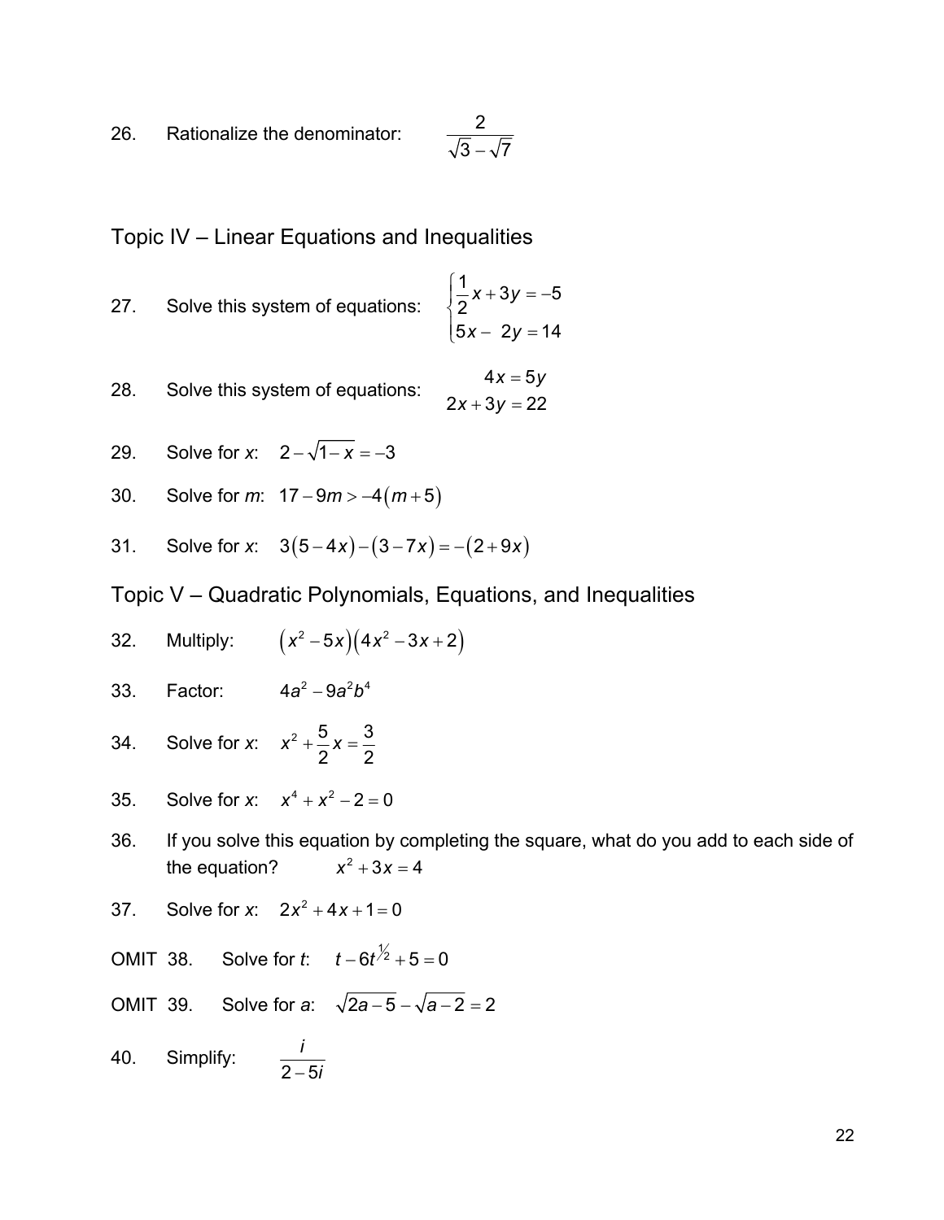26. Rationalize the denominator: $\dfrac{2}{\sqrt{3}-\sqrt{7}}$

## Topic IV – Linear Equations and Inequalities

27. Solve this system of equations: $\begin{cases} \dfrac{1}{2}x + 3y = -5 \\ 5x - 2y = 14 \end{cases}$

28. Solve this system of equations: $\begin{matrix} 4x = 5y \\ 2x + 3y = 22 \end{matrix}$

29. Solve for *x*: $2 - \sqrt{1-x} = -3$

30. Solve for *m*: $17 - 9m > -4(m+5)$

31. Solve for *x*: $3(5-4x) - (3-7x) = -(2+9x)$

## Topic V – Quadratic Polynomials, Equations, and Inequalities

32. Multiply: $(x^2 - 5x)(4x^2 - 3x + 2)$

33. Factor: $4a^2 - 9a^2b^4$

34. Solve for *x*: $x^2 + \dfrac{5}{2}x = \dfrac{3}{2}$

35. Solve for *x*: $x^4 + x^2 - 2 = 0$

36. If you solve this equation by completing the square, what do you add to each side of the equation? $x^2 + 3x = 4$

37. Solve for *x*: $2x^2 + 4x + 1 = 0$

OMIT 38. Solve for *t*: $t - 6t^{1/2} + 5 = 0$

OMIT 39. Solve for *a*: $\sqrt{2a-5} - \sqrt{a-2} = 2$

40. Simplify: $\dfrac{i}{2-5i}$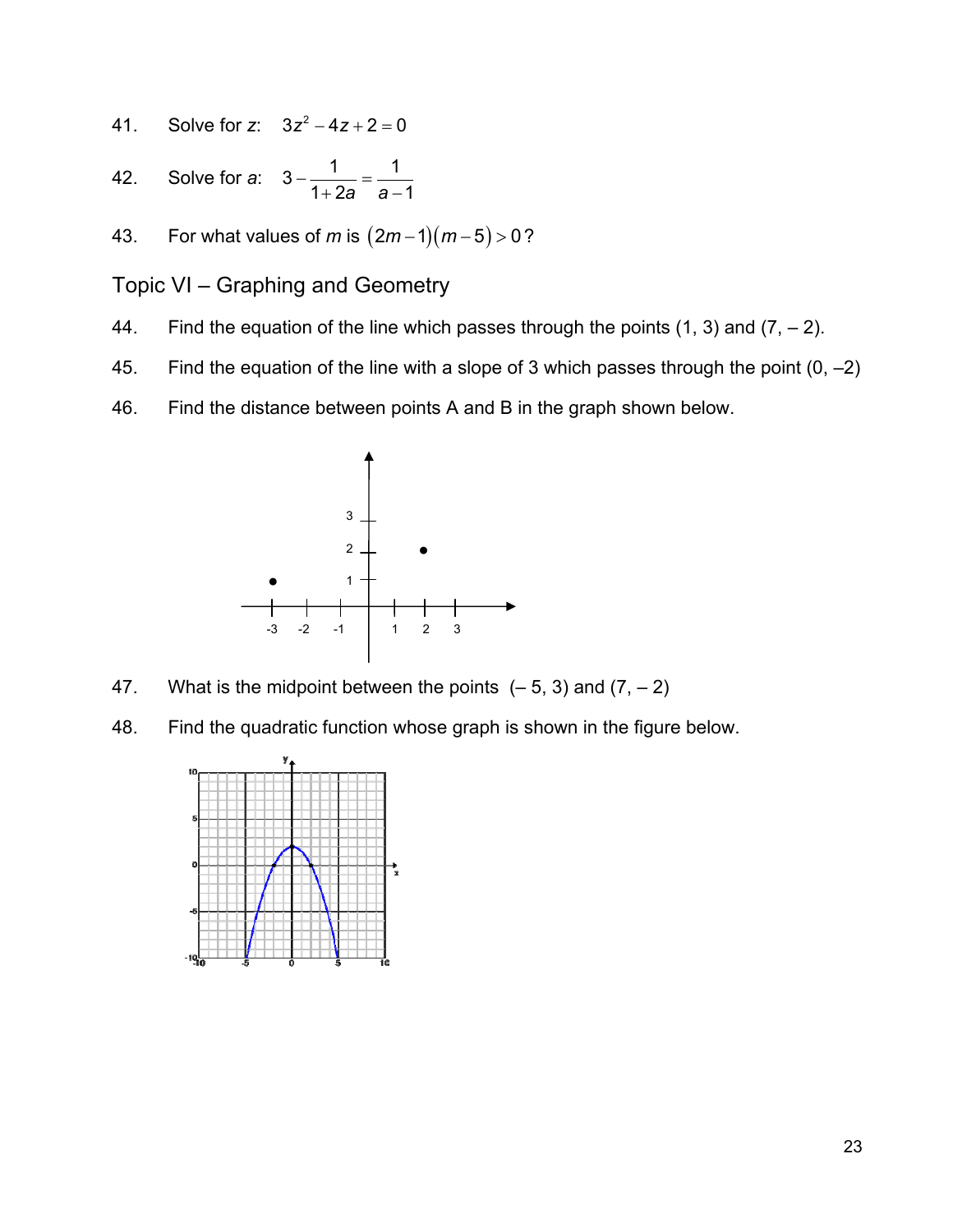41. Solve for *z*: $3z^2 - 4z + 2 = 0$

42. Solve for *a*: $3 - \dfrac{1}{1+2a} = \dfrac{1}{a-1}$

43. For what values of *m* is $(2m-1)(m-5) > 0$?

## Topic VI – Graphing and Geometry

44. Find the equation of the line which passes through the points (1, 3) and (7, – 2).

45. Find the equation of the line with a slope of 3 which passes through the point (0, –2)

46. Find the distance between points A and B in the graph shown below.

47. What is the midpoint between the points (– 5, 3) and (7, – 2)

48. Find the quadratic function whose graph is shown in the figure below.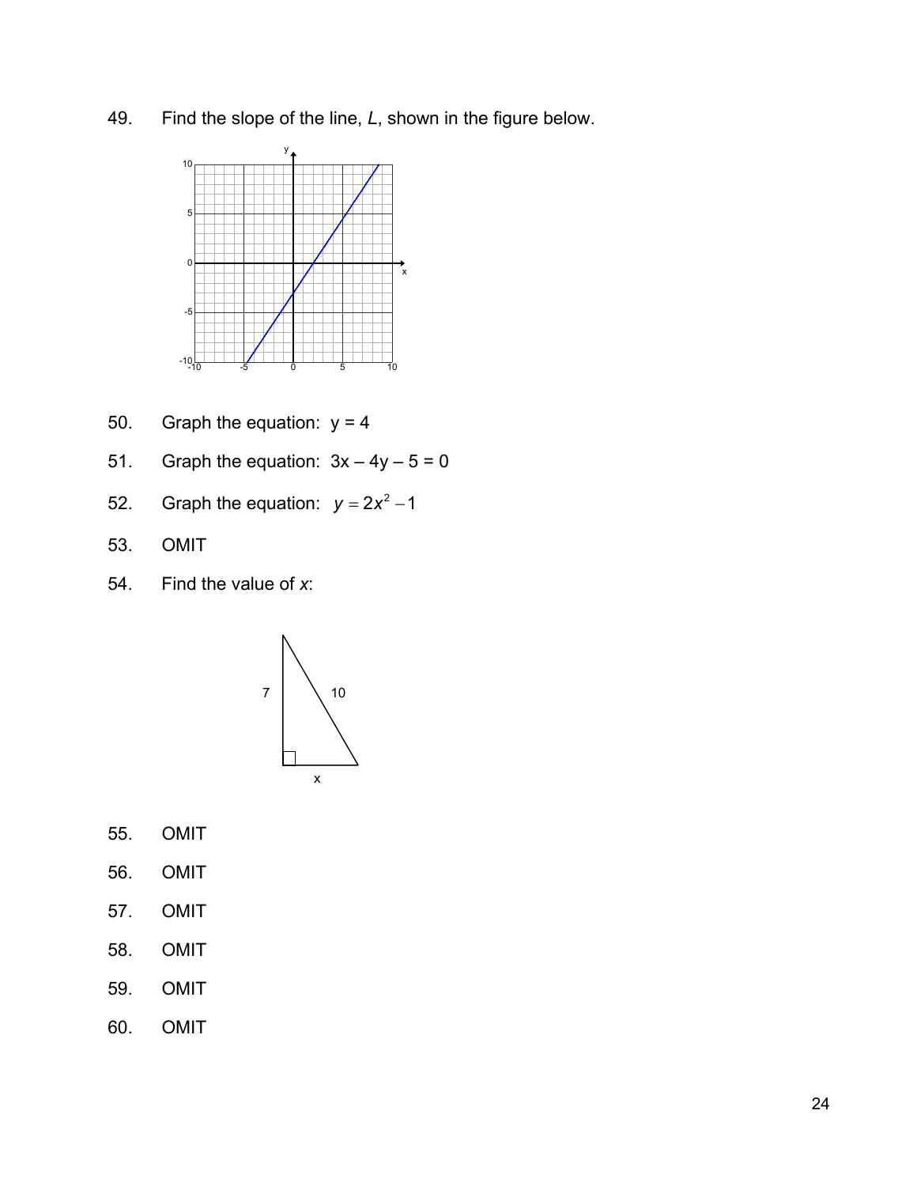49. Find the slope of the line, $L$, shown in the figure below.

50. Graph the equation: $y = 4$

51. Graph the equation: $3x - 4y - 5 = 0$

52. Graph the equation: $y = 2x^2 - 1$

53. OMIT

54. Find the value of $x$:

55. OMIT

56. OMIT

57. OMIT

58. OMIT

59. OMIT

60. OMIT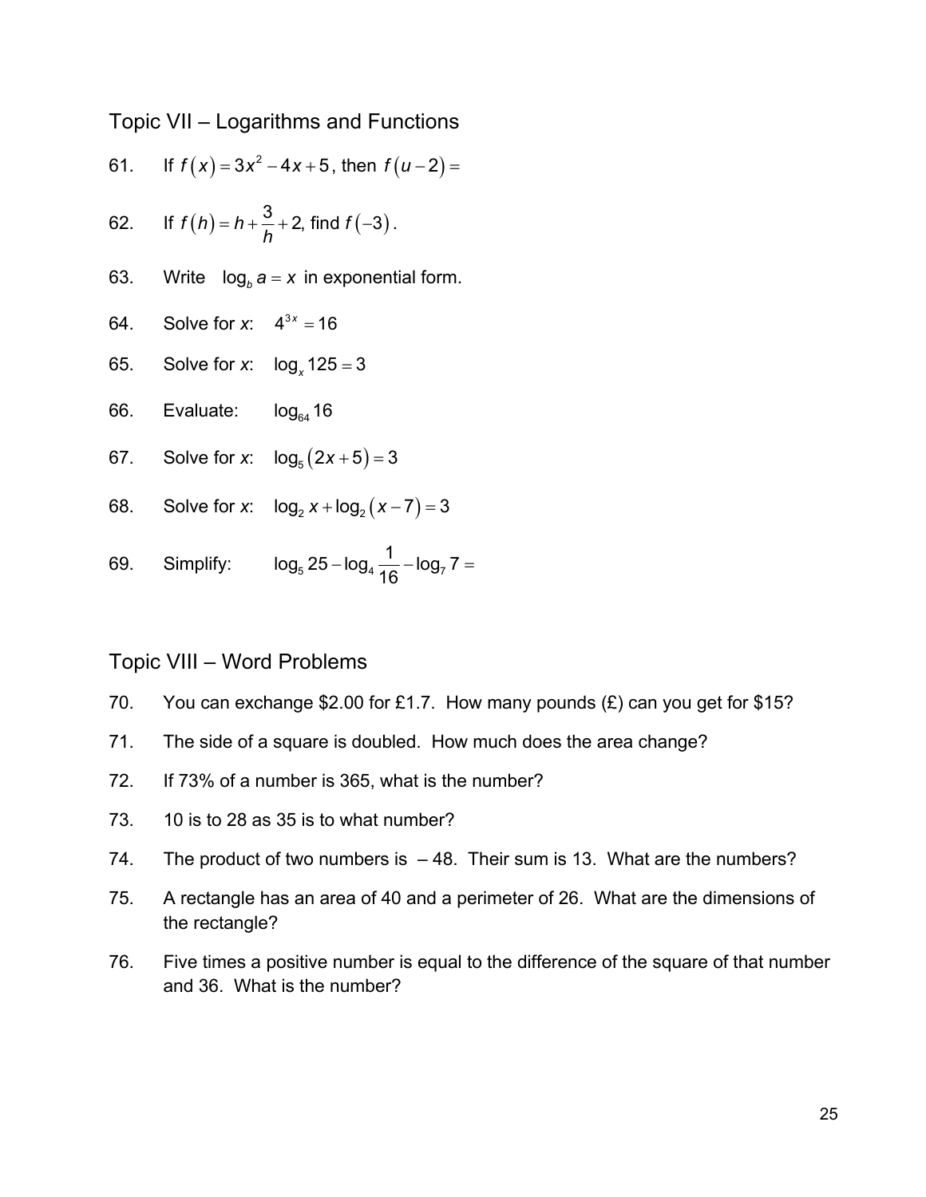## Topic VII – Logarithms and Functions

61. If $f(x) = 3x^2 - 4x + 5$, then $f(u-2) =$

62. If $f(h) = h + \dfrac{3}{h} + 2$, find $f(-3)$.

63. Write $\log_b a = x$ in exponential form.

64. Solve for *x*: $4^{3x} = 16$

65. Solve for *x*: $\log_x 125 = 3$

66. Evaluate: $\log_{64} 16$

67. Solve for *x*: $\log_5 (2x+5) = 3$

68. Solve for *x*: $\log_2 x + \log_2 (x-7) = 3$

69. Simplify: $\log_5 25 - \log_4 \dfrac{1}{16} - \log_7 7 =$

## Topic VIII – Word Problems

70. You can exchange $2.00 for £1.7. How many pounds (£) can you get for $15?

71. The side of a square is doubled. How much does the area change?

72. If 73% of a number is 365, what is the number?

73. 10 is to 28 as 35 is to what number?

74. The product of two numbers is $-48$. Their sum is 13. What are the numbers?

75. A rectangle has an area of 40 and a perimeter of 26. What are the dimensions of the rectangle?

76. Five times a positive number is equal to the difference of the square of that number and 36. What is the number?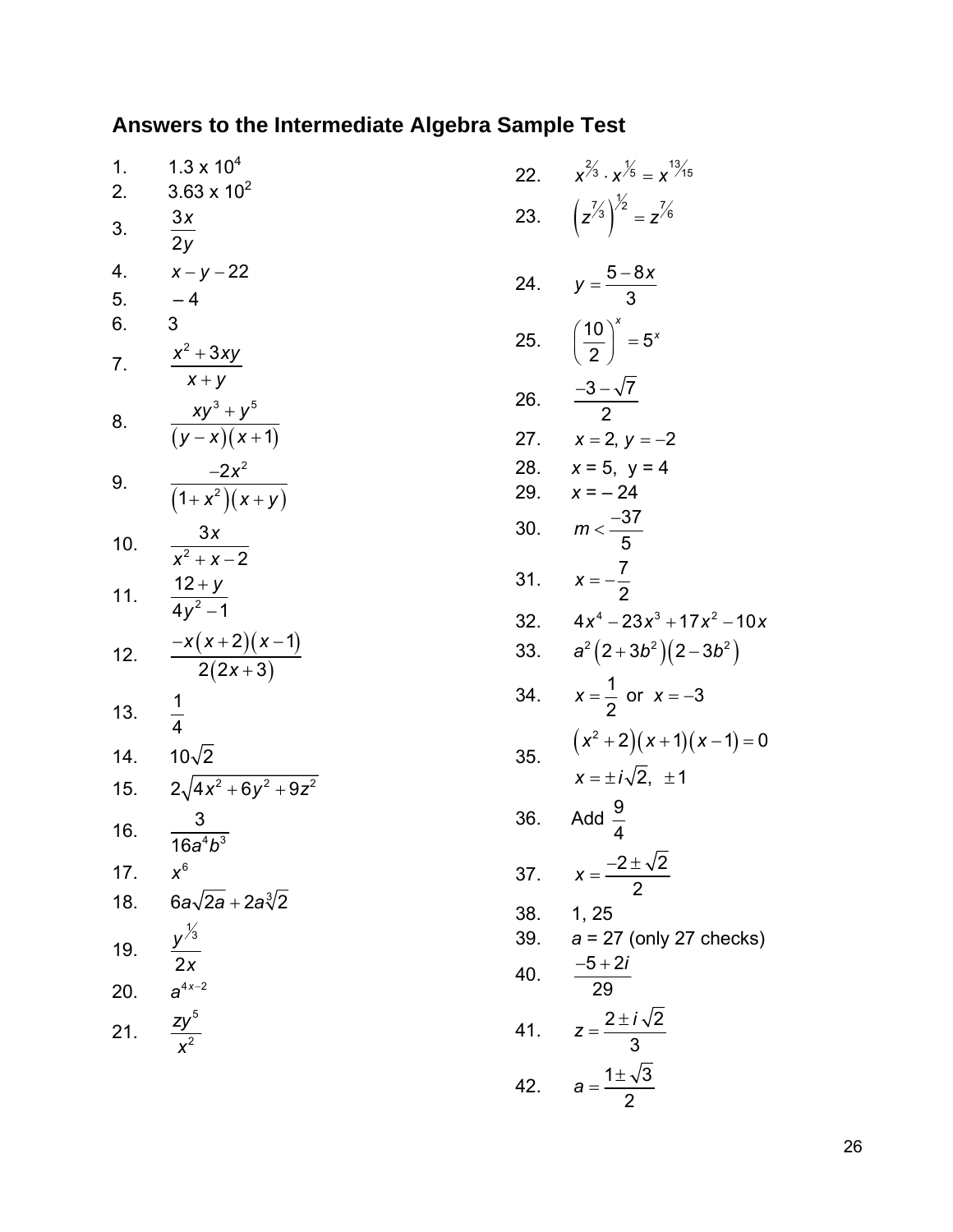## Answers to the Intermediate Algebra Sample Test

1. $1.3 \times 10^4$
2. $3.63 \times 10^2$
3. $\dfrac{3x}{2y}$
4. $x - y - 22$
5. $-4$
6. $3$
7. $\dfrac{x^2 + 3xy}{x + y}$
8. $\dfrac{xy^3 + y^5}{(y - x)(x + 1)}$
9. $\dfrac{-2x^2}{(1 + x^2)(x + y)}$
10. $\dfrac{3x}{x^2 + x - 2}$
11. $\dfrac{12 + y}{4y^2 - 1}$
12. $\dfrac{-x(x + 2)(x - 1)}{2(2x + 3)}$
13. $\dfrac{1}{4}$
14. $10\sqrt{2}$
15. $2\sqrt{4x^2 + 6y^2 + 9z^2}$
16. $\dfrac{3}{16a^4b^3}$
17. $x^6$
18. $6a\sqrt{2a} + 2a\sqrt[3]{2}$
19. $\dfrac{y^{1/3}}{2x}$
20. $a^{4x-2}$
21. $\dfrac{zy^5}{x^2}$
22. $x^{2/3} \cdot x^{1/5} = x^{13/15}$
23. $\left(z^{7/3}\right)^{1/2} = z^{7/6}$
24. $y = \dfrac{5 - 8x}{3}$
25. $\left(\dfrac{10}{2}\right)^x = 5^x$
26. $\dfrac{-3 - \sqrt{7}}{2}$
27. $x = 2,\ y = -2$
28. $x = 5,\ y = 4$
29. $x = -24$
30. $m < \dfrac{-37}{5}$
31. $x = -\dfrac{7}{2}$
32. $4x^4 - 23x^3 + 17x^2 - 10x$
33. $a^2\left(2 + 3b^2\right)\left(2 - 3b^2\right)$
34. $x = \dfrac{1}{2}$ or $x = -3$
35. $\left(x^2 + 2\right)(x + 1)(x - 1) = 0$

    $x = \pm i\sqrt{2},\ \pm 1$
36. Add $\dfrac{9}{4}$
37. $x = \dfrac{-2 \pm \sqrt{2}}{2}$
38. 1, 25
39. $a = 27$ (only 27 checks)
40. $\dfrac{-5 + 2i}{29}$
41. $z = \dfrac{2 \pm i\sqrt{2}}{3}$
42. $a = \dfrac{1 \pm \sqrt{3}}{2}$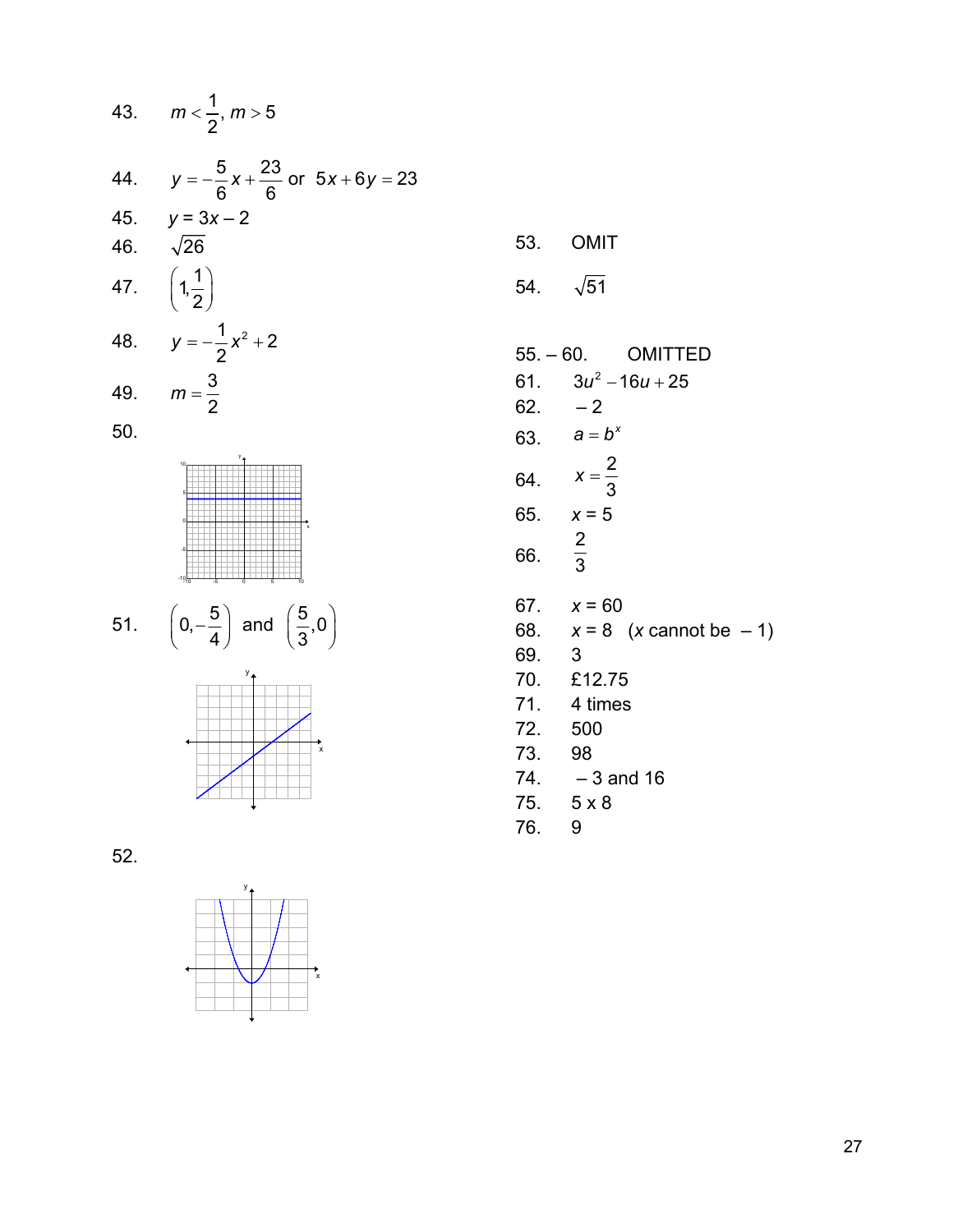43. $m < \frac{1}{2}, m > 5$

44. $y = -\frac{5}{6}x + \frac{23}{6}$ or $5x + 6y = 23$

45. $y = 3x - 2$

46. $\sqrt{26}$

47. $\left(1, \frac{1}{2}\right)$

48. $y = -\frac{1}{2}x^2 + 2$

49. $m = \frac{3}{2}$

50.

51. $\left(0, -\frac{5}{4}\right)$ and $\left(\frac{5}{3}, 0\right)$

52.

53. OMIT

54. $\sqrt{51}$

55. – 60. OMITTED

61. $3u^2 - 16u + 25$

62. $-2$

63. $a = b^x$

64. $x = \frac{2}{3}$

65. $x = 5$

66. $\frac{2}{3}$

67. $x = 60$

68. $x = 8$ ($x$ cannot be $-1$)

69. 3

70. £12.75

71. 4 times

72. 500

73. 98

74. $-3$ and 16

75. 5 x 8

76. 9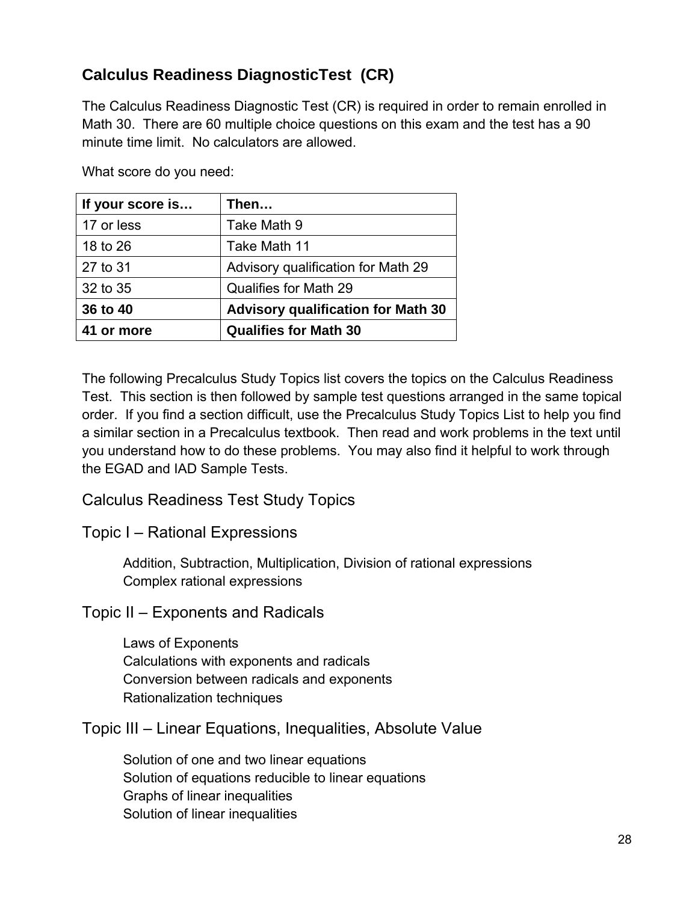## Calculus Readiness DiagnosticTest (CR)

The Calculus Readiness Diagnostic Test (CR) is required in order to remain enrolled in Math 30. There are 60 multiple choice questions on this exam and the test has a 90 minute time limit. No calculators are allowed.

What score do you need:

| If your score is… | Then… |
|---|---|
| 17 or less | Take Math 9 |
| 18 to 26 | Take Math 11 |
| 27 to 31 | Advisory qualification for Math 29 |
| 32 to 35 | Qualifies for Math 29 |
| **36 to 40** | **Advisory qualification for Math 30** |
| **41 or more** | **Qualifies for Math 30** |

The following Precalculus Study Topics list covers the topics on the Calculus Readiness Test. This section is then followed by sample test questions arranged in the same topical order. If you find a section difficult, use the Precalculus Study Topics List to help you find a similar section in a Precalculus textbook. Then read and work problems in the text until you understand how to do these problems. You may also find it helpful to work through the EGAD and IAD Sample Tests.

## Calculus Readiness Test Study Topics

### Topic I – Rational Expressions

Addition, Subtraction, Multiplication, Division of rational expressions
Complex rational expressions

### Topic II – Exponents and Radicals

Laws of Exponents
Calculations with exponents and radicals
Conversion between radicals and exponents
Rationalization techniques

### Topic III – Linear Equations, Inequalities, Absolute Value

Solution of one and two linear equations
Solution of equations reducible to linear equations
Graphs of linear inequalities
Solution of linear inequalities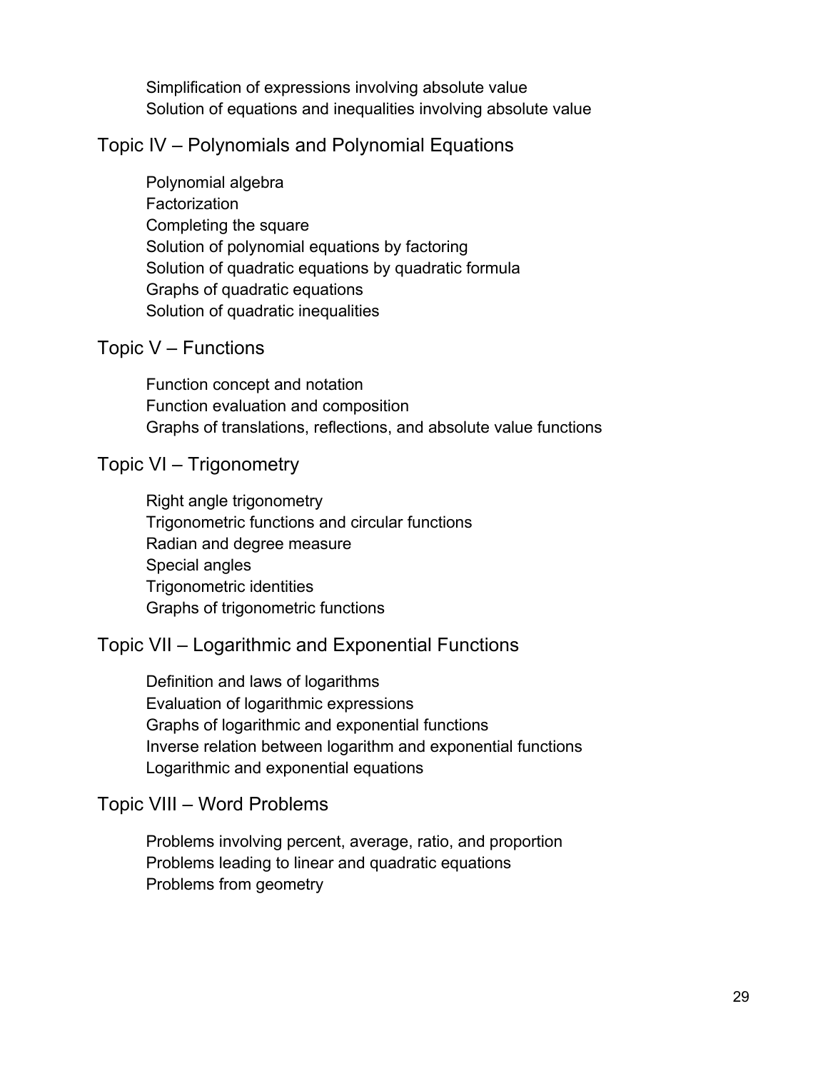Simplification of expressions involving absolute value
Solution of equations and inequalities involving absolute value

## Topic IV – Polynomials and Polynomial Equations

Polynomial algebra
Factorization
Completing the square
Solution of polynomial equations by factoring
Solution of quadratic equations by quadratic formula
Graphs of quadratic equations
Solution of quadratic inequalities

## Topic V – Functions

Function concept and notation
Function evaluation and composition
Graphs of translations, reflections, and absolute value functions

## Topic VI – Trigonometry

Right angle trigonometry
Trigonometric functions and circular functions
Radian and degree measure
Special angles
Trigonometric identities
Graphs of trigonometric functions

## Topic VII – Logarithmic and Exponential Functions

Definition and laws of logarithms
Evaluation of logarithmic expressions
Graphs of logarithmic and exponential functions
Inverse relation between logarithm and exponential functions
Logarithmic and exponential equations

## Topic VIII – Word Problems

Problems involving percent, average, ratio, and proportion
Problems leading to linear and quadratic equations
Problems from geometry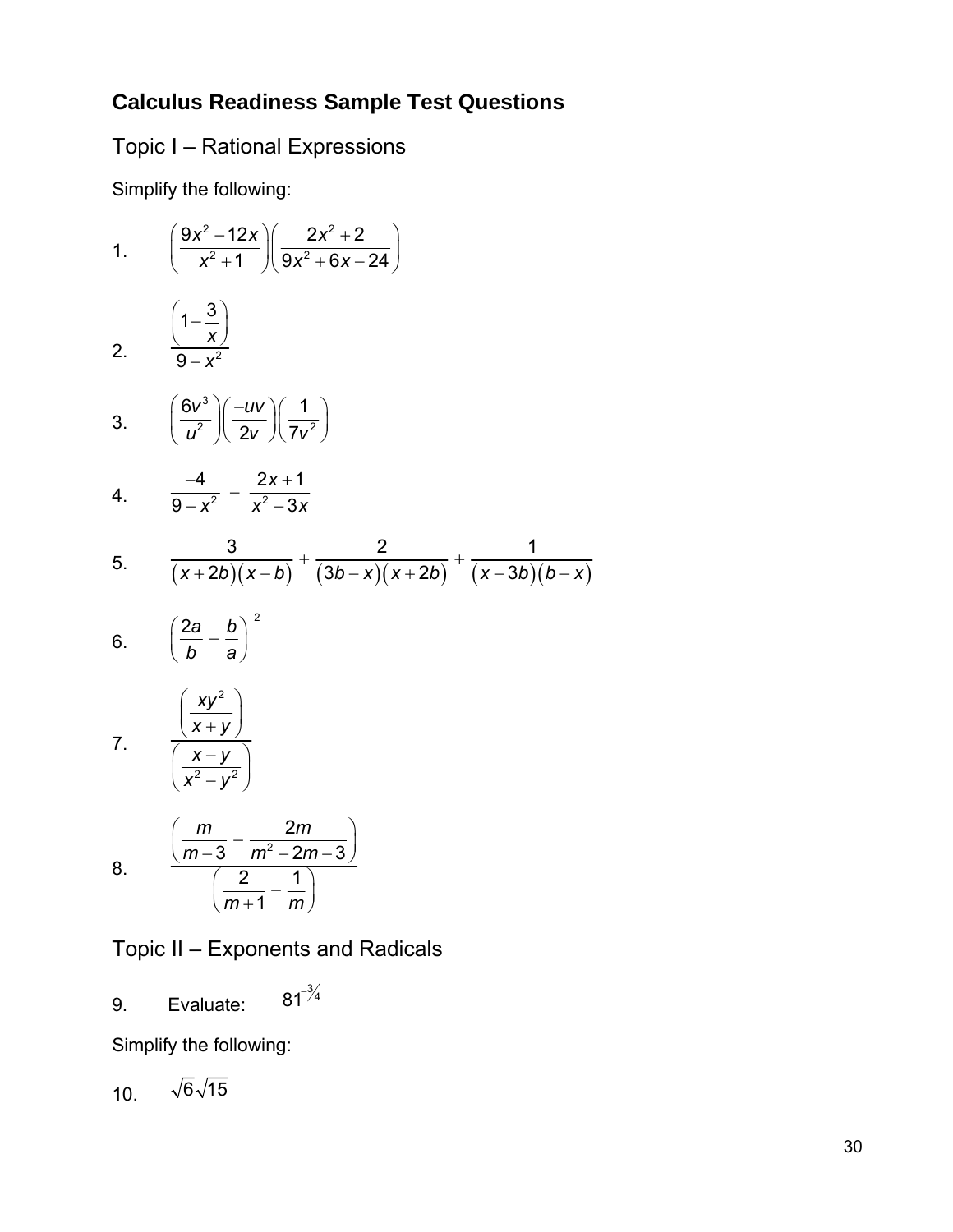# Calculus Readiness Sample Test Questions

## Topic I – Rational Expressions

Simplify the following:

1. $\left(\dfrac{9x^2-12x}{x^2+1}\right)\left(\dfrac{2x^2+2}{9x^2+6x-24}\right)$

2. $\dfrac{\left(1-\dfrac{3}{x}\right)}{9-x^2}$

3. $\left(\dfrac{6v^3}{u^2}\right)\left(\dfrac{-uv}{2v}\right)\left(\dfrac{1}{7v^2}\right)$

4. $\dfrac{-4}{9-x^2}-\dfrac{2x+1}{x^2-3x}$

5. $\dfrac{3}{(x+2b)(x-b)}+\dfrac{2}{(3b-x)(x+2b)}+\dfrac{1}{(x-3b)(b-x)}$

6. $\left(\dfrac{2a}{b}-\dfrac{b}{a}\right)^{-2}$

7. $\dfrac{\left(\dfrac{xy^2}{x+y}\right)}{\left(\dfrac{x-y}{x^2-y^2}\right)}$

8. $\dfrac{\left(\dfrac{m}{m-3}-\dfrac{2m}{m^2-2m-3}\right)}{\left(\dfrac{2}{m+1}-\dfrac{1}{m}\right)}$

## Topic II – Exponents and Radicals

9. Evaluate: $81^{-3/4}$

Simplify the following:

10. $\sqrt{6}\sqrt{15}$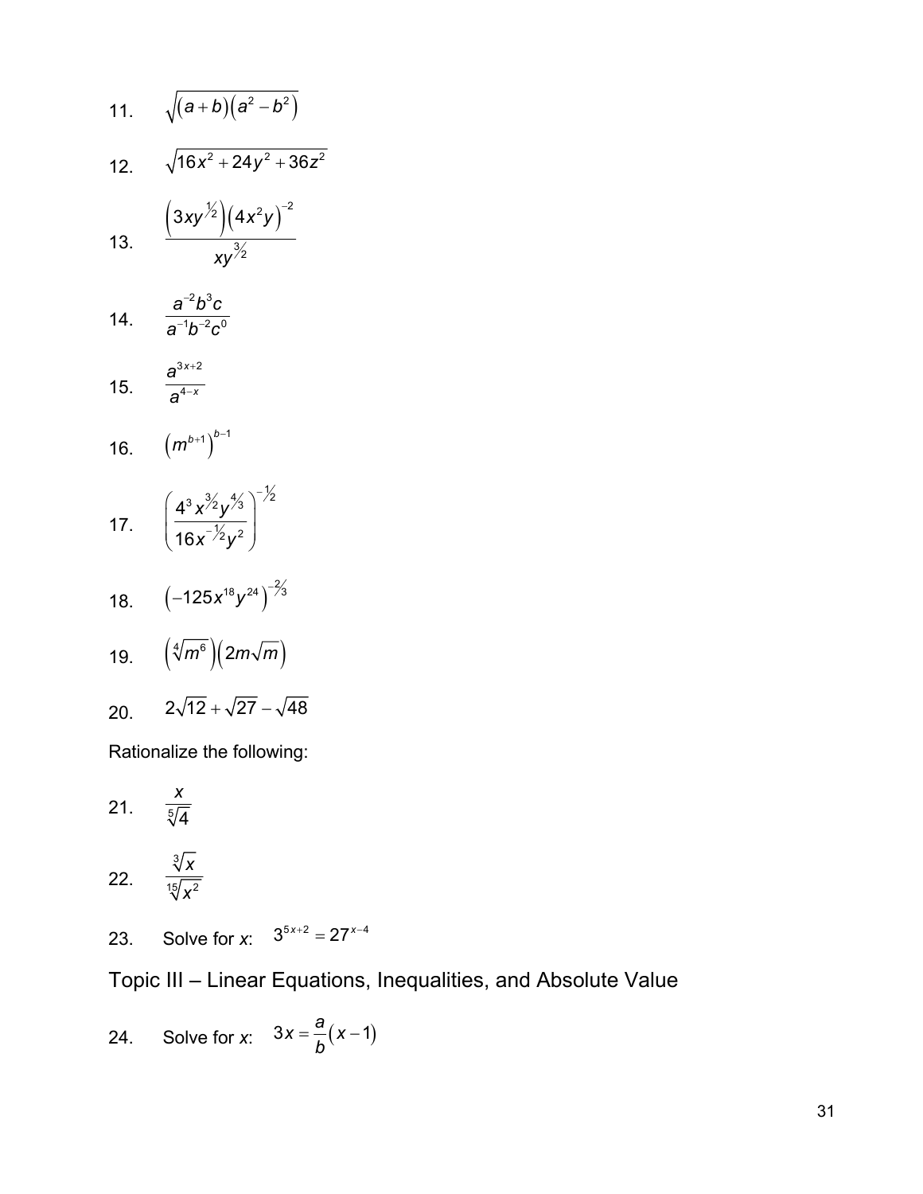11. $\sqrt{(a+b)(a^2-b^2)}$

12. $\sqrt{16x^2+24y^2+36z^2}$

13. $\dfrac{\left(3xy^{1/2}\right)\left(4x^2y\right)^{-2}}{xy^{3/2}}$

14. $\dfrac{a^{-2}b^3c}{a^{-1}b^{-2}c^0}$

15. $\dfrac{a^{3x+2}}{a^{4-x}}$

16. $\left(m^{b+1}\right)^{b-1}$

17. $\left(\dfrac{4^3x^{3/2}y^{4/3}}{16x^{-1/2}y^2}\right)^{-1/2}$

18. $\left(-125x^{18}y^{24}\right)^{-2/3}$

19. $\left(\sqrt[4]{m^6}\right)\left(2m\sqrt{m}\right)$

20. $2\sqrt{12}+\sqrt{27}-\sqrt{48}$

Rationalize the following:

21. $\dfrac{x}{\sqrt[5]{4}}$

22. $\dfrac{\sqrt[3]{x}}{\sqrt[15]{x^2}}$

23. Solve for $x$: $3^{5x+2}=27^{x-4}$

## Topic III – Linear Equations, Inequalities, and Absolute Value

24. Solve for $x$: $3x=\dfrac{a}{b}(x-1)$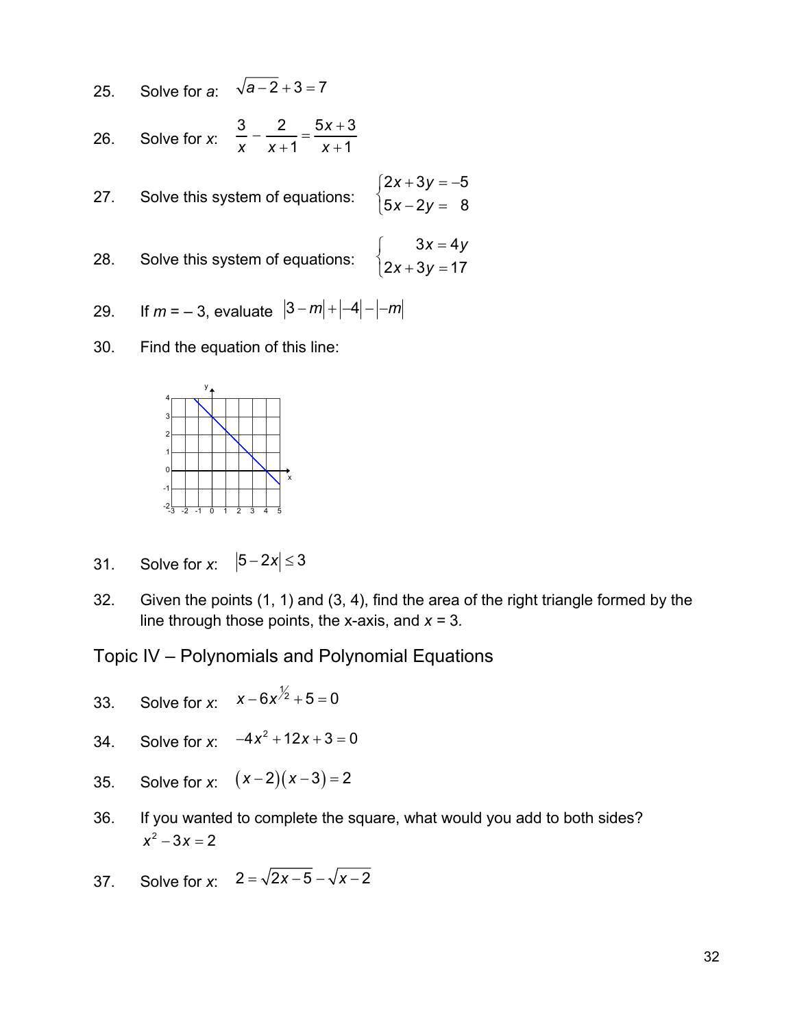25. Solve for *a*: $\sqrt{a-2}+3=7$

26. Solve for *x*: $\dfrac{3}{x}-\dfrac{2}{x+1}=\dfrac{5x+3}{x+1}$

27. Solve this system of equations: $\begin{cases} 2x+3y=-5 \\ 5x-2y=\ \ 8 \end{cases}$

28. Solve this system of equations: $\begin{cases} 3x=4y \\ 2x+3y=17 \end{cases}$

29. If *m* = – 3, evaluate $|3-m|+|-4|-|-m|$

30. Find the equation of this line:

31. Solve for *x*: $|5-2x|\le 3$

32. Given the points (1, 1) and (3, 4), find the area of the right triangle formed by the line through those points, the x-axis, and *x* = 3.

## Topic IV – Polynomials and Polynomial Equations

33. Solve for *x*: $x-6x^{1/2}+5=0$

34. Solve for *x*: $-4x^2+12x+3=0$

35. Solve for *x*: $(x-2)(x-3)=2$

36. If you wanted to complete the square, what would you add to both sides?
    $x^2-3x=2$

37. Solve for *x*: $2=\sqrt{2x-5}-\sqrt{x-2}$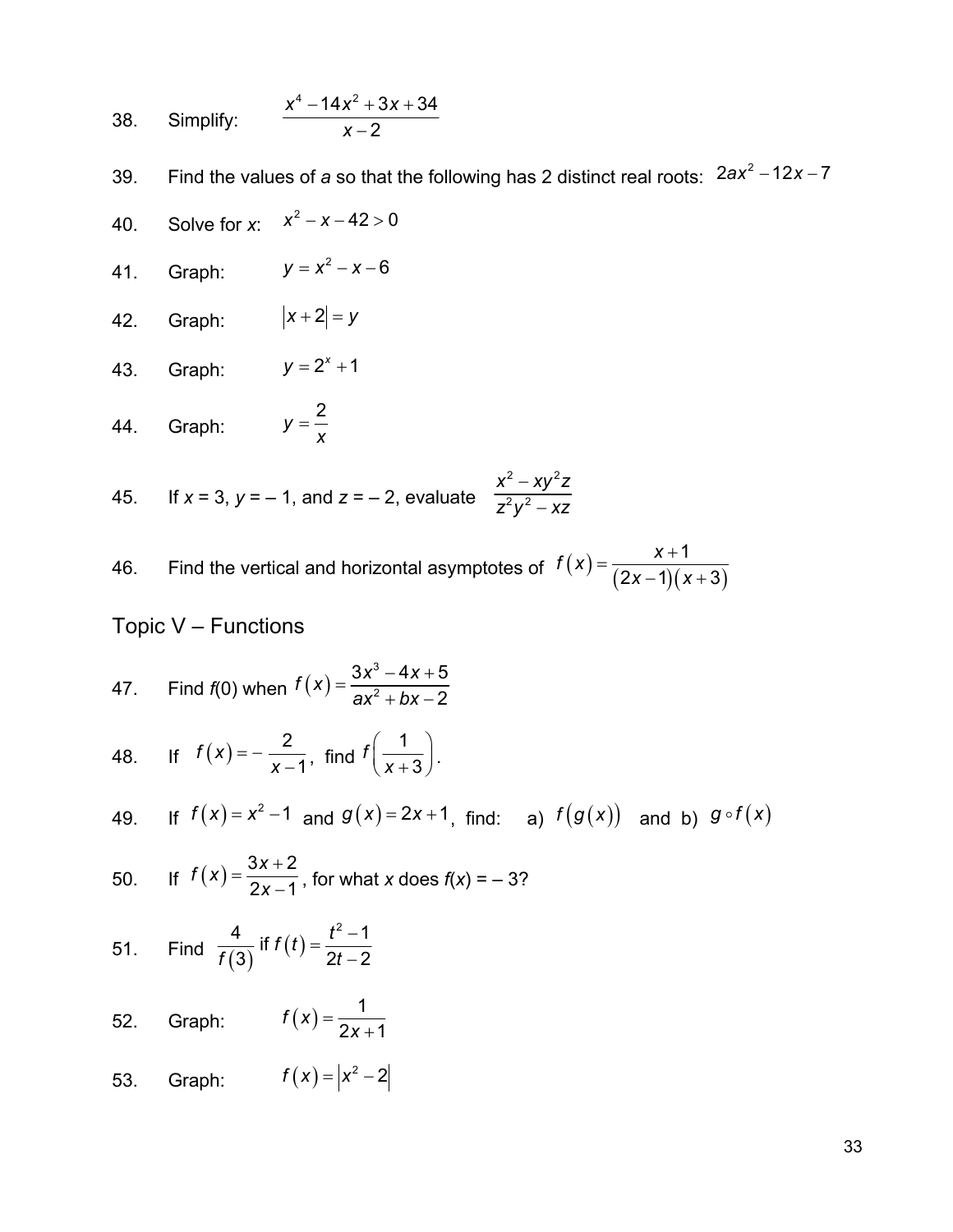38. Simplify: $\dfrac{x^4 - 14x^2 + 3x + 34}{x - 2}$

39. Find the values of *a* so that the following has 2 distinct real roots: $2ax^2 - 12x - 7$

40. Solve for *x*: $x^2 - x - 42 > 0$

41. Graph: $y = x^2 - x - 6$

42. Graph: $|x + 2| = y$

43. Graph: $y = 2^x + 1$

44. Graph: $y = \dfrac{2}{x}$

45. If *x* = 3, *y* = – 1, and *z* = – 2, evaluate $\dfrac{x^2 - xy^2z}{z^2y^2 - xz}$

46. Find the vertical and horizontal asymptotes of $f(x) = \dfrac{x+1}{(2x-1)(x+3)}$

## Topic V – Functions

47. Find *f*(0) when $f(x) = \dfrac{3x^3 - 4x + 5}{ax^2 + bx - 2}$

48. If $f(x) = -\dfrac{2}{x-1}$, find $f\left(\dfrac{1}{x+3}\right)$.

49. If $f(x) = x^2 - 1$ and $g(x) = 2x + 1$, find: a) $f(g(x))$ and b) $g \circ f(x)$

50. If $f(x) = \dfrac{3x+2}{2x-1}$, for what *x* does *f*(*x*) = – 3?

51. Find $\dfrac{4}{f(3)}$ if $f(t) = \dfrac{t^2 - 1}{2t - 2}$

52. Graph: $f(x) = \dfrac{1}{2x+1}$

53. Graph: $f(x) = |x^2 - 2|$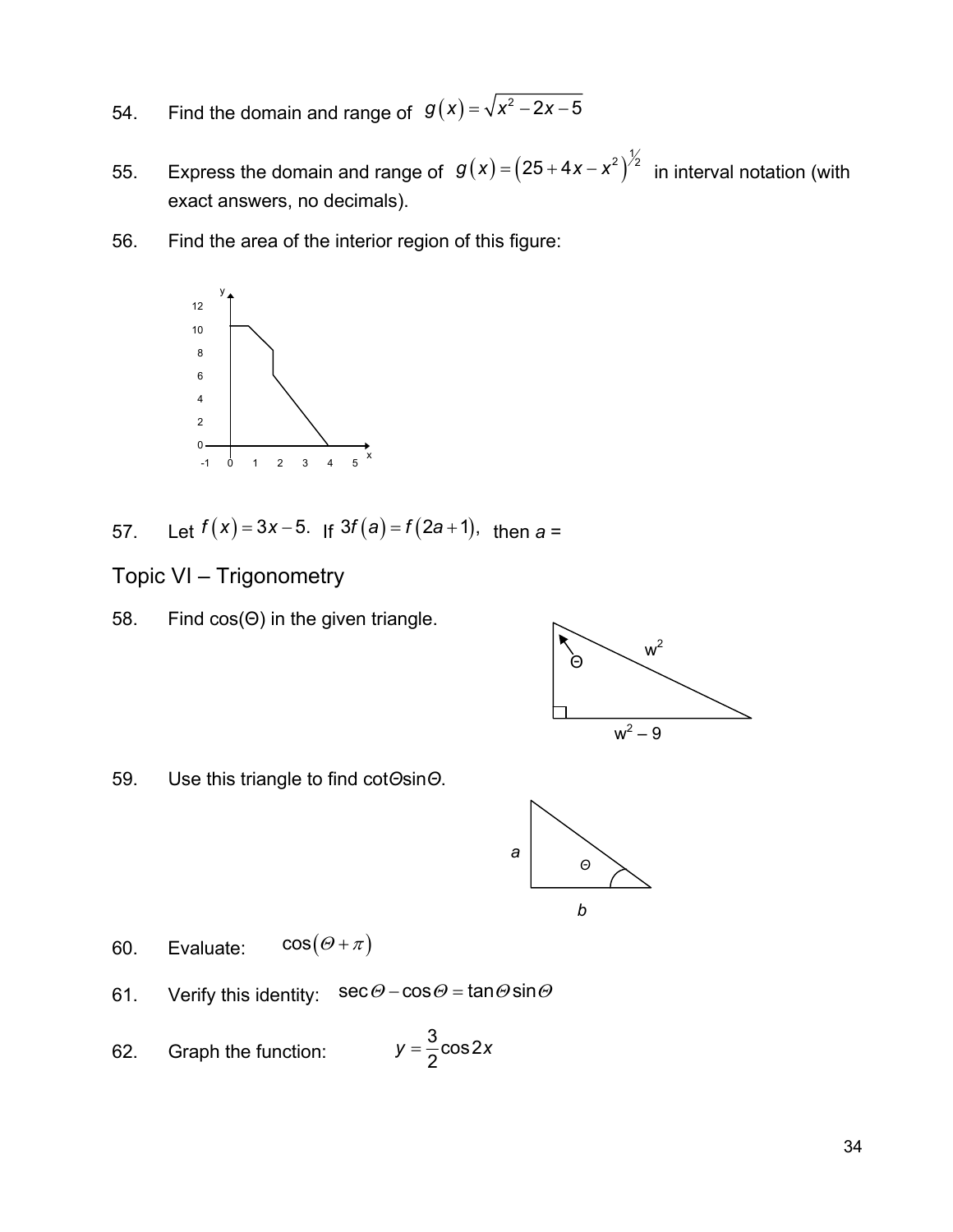54. Find the domain and range of $g(x) = \sqrt{x^2 - 2x - 5}$

55. Express the domain and range of $g(x) = (25 + 4x - x^2)^{1/2}$ in interval notation (with exact answers, no decimals).

56. Find the area of the interior region of this figure:

57. Let $f(x) = 3x - 5.$ If $3f(a) = f(2a + 1),$ then $a$ =

## Topic VI – Trigonometry

58. Find cos(Θ) in the given triangle.

59. Use this triangle to find $\cot\Theta\sin\Theta$.

60. Evaluate: $\cos(\Theta + \pi)$

61. Verify this identity: $\sec\Theta - \cos\Theta = \tan\Theta\sin\Theta$

62. Graph the function: $y = \frac{3}{2}\cos 2x$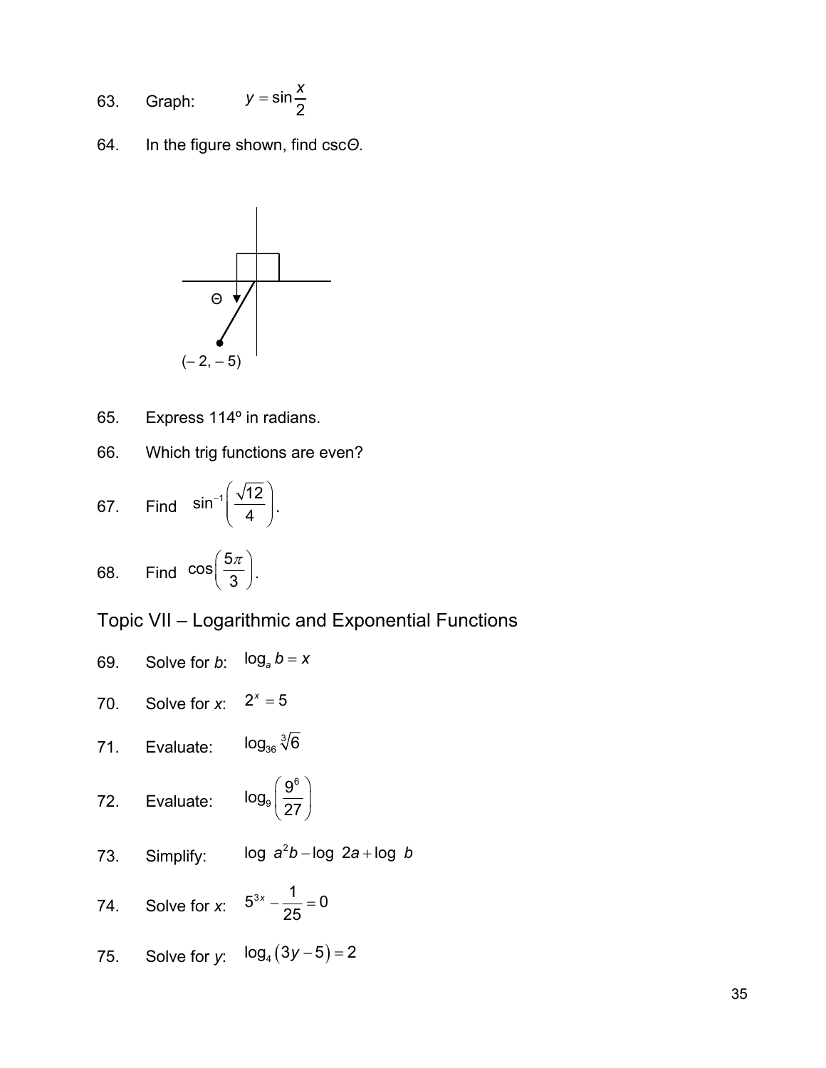63. Graph: $y = \sin\frac{x}{2}$

64. In the figure shown, find csc*Θ*.

Θ

(– 2, – 5)

65. Express 114º in radians.

66. Which trig functions are even?

67. Find $\sin^{-1}\left(\frac{\sqrt{12}}{4}\right)$.

68. Find $\cos\left(\frac{5\pi}{3}\right)$.

## Topic VII – Logarithmic and Exponential Functions

69. Solve for *b*: $\log_a b = x$

70. Solve for *x*: $2^x = 5$

71. Evaluate: $\log_{36} \sqrt[3]{6}$

72. Evaluate: $\log_9\left(\frac{9^6}{27}\right)$

73. Simplify: $\log\ a^2b - \log\ 2a + \log\ b$

74. Solve for *x*: $5^{3x} - \frac{1}{25} = 0$

75. Solve for *y*: $\log_4(3y - 5) = 2$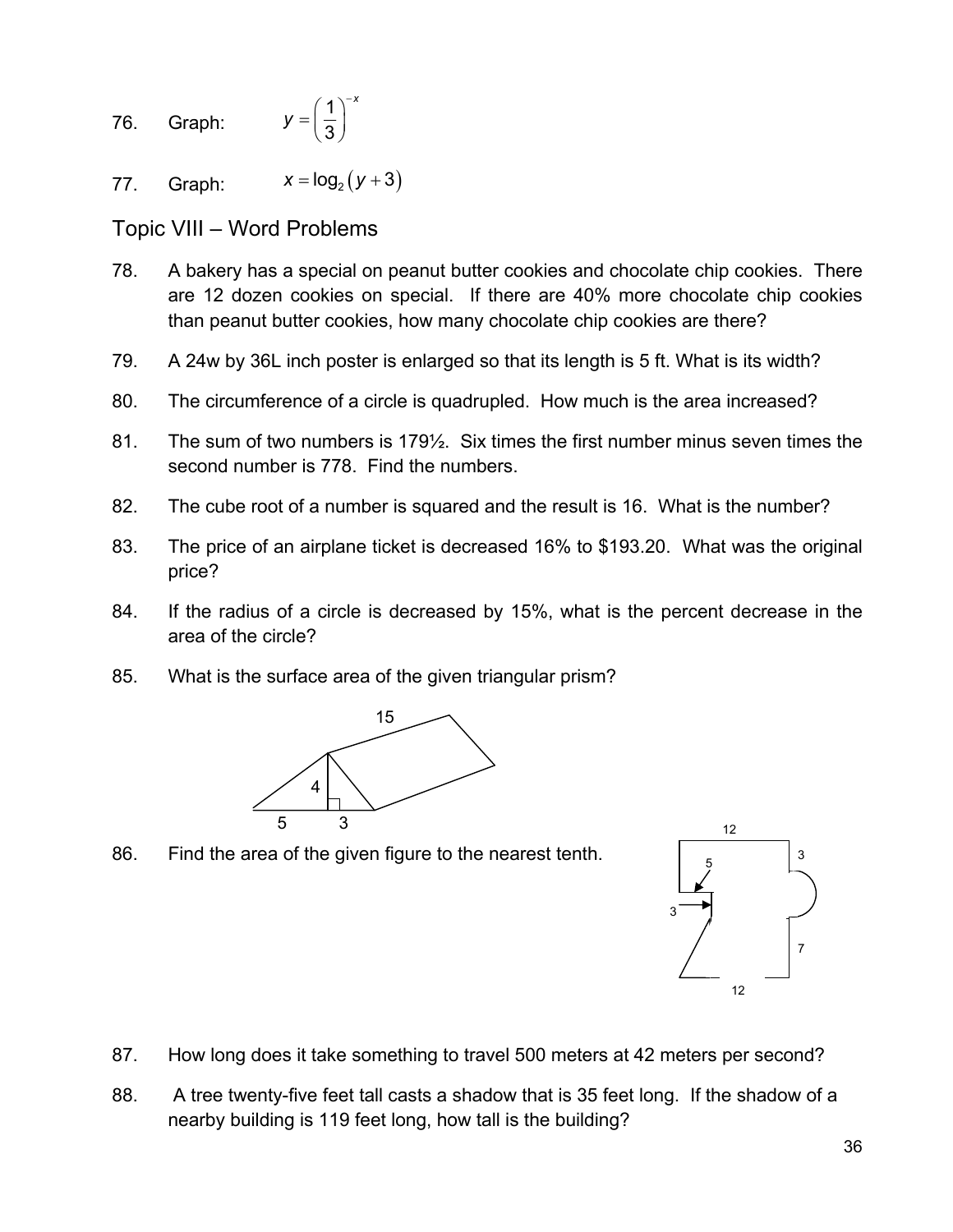76. Graph: $y = \left(\frac{1}{3}\right)^{-x}$

77. Graph: $x = \log_2(y+3)$

## Topic VIII – Word Problems

78. A bakery has a special on peanut butter cookies and chocolate chip cookies. There are 12 dozen cookies on special. If there are 40% more chocolate chip cookies than peanut butter cookies, how many chocolate chip cookies are there?

79. A 24w by 36L inch poster is enlarged so that its length is 5 ft. What is its width?

80. The circumference of a circle is quadrupled. How much is the area increased?

81. The sum of two numbers is 179½. Six times the first number minus seven times the second number is 778. Find the numbers.

82. The cube root of a number is squared and the result is 16. What is the number?

83. The price of an airplane ticket is decreased 16% to $193.20. What was the original price?

84. If the radius of a circle is decreased by 15%, what is the percent decrease in the area of the circle?

85. What is the surface area of the given triangular prism?

86. Find the area of the given figure to the nearest tenth.

87. How long does it take something to travel 500 meters at 42 meters per second?

88. A tree twenty-five feet tall casts a shadow that is 35 feet long. If the shadow of a nearby building is 119 feet long, how tall is the building?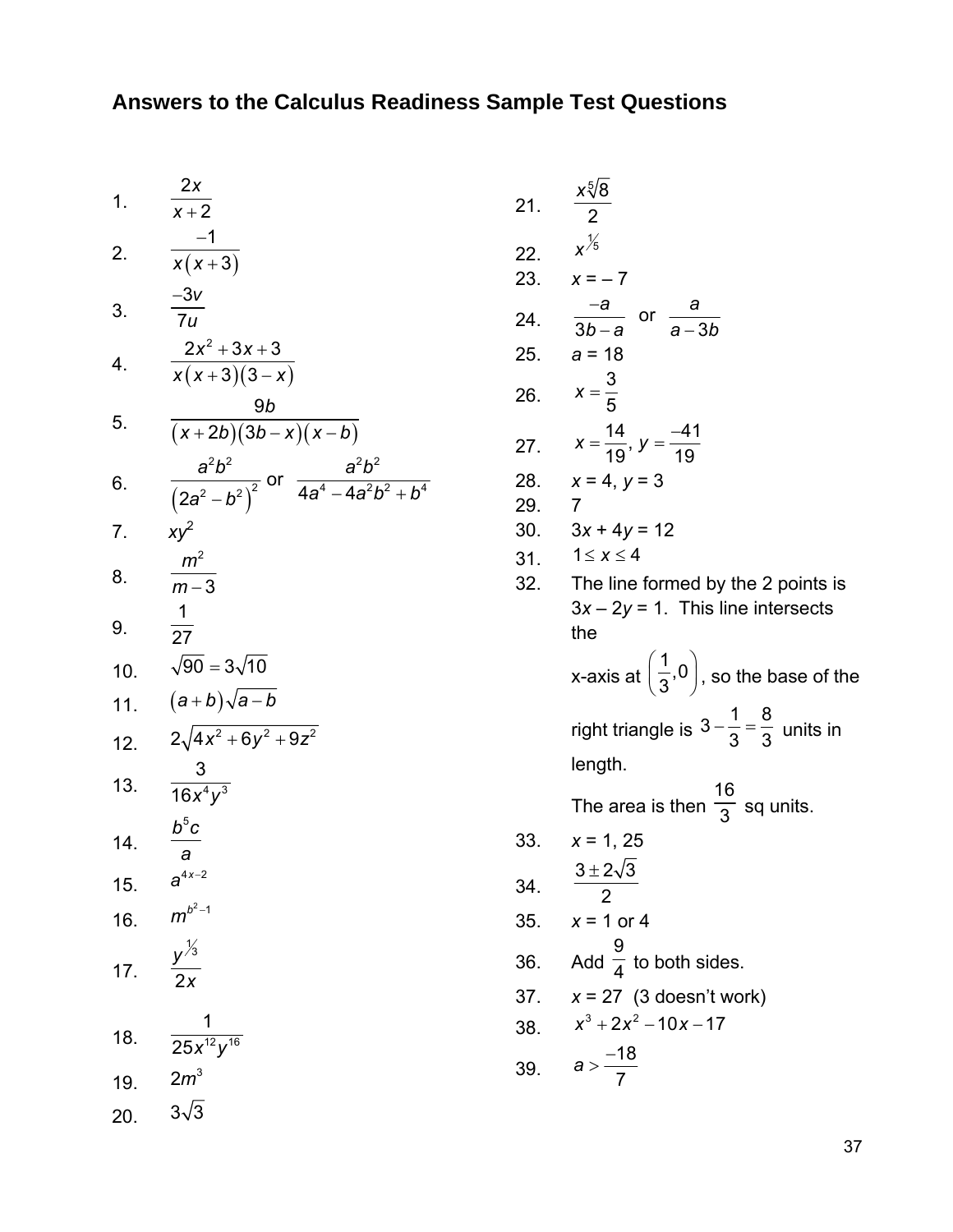# Answers to the Calculus Readiness Sample Test Questions

1. $\dfrac{2x}{x+2}$
2. $\dfrac{-1}{x(x+3)}$
3. $\dfrac{-3v}{7u}$
4. $\dfrac{2x^2+3x+3}{x(x+3)(3-x)}$
5. $\dfrac{9b}{(x+2b)(3b-x)(x-b)}$
6. $\dfrac{a^2b^2}{\left(2a^2-b^2\right)^2}$ or $\dfrac{a^2b^2}{4a^4-4a^2b^2+b^4}$
7. $xy^2$
8. $\dfrac{m^2}{m-3}$
9. $\dfrac{1}{27}$
10. $\sqrt{90}=3\sqrt{10}$
11. $(a+b)\sqrt{a-b}$
12. $2\sqrt{4x^2+6y^2+9z^2}$
13. $\dfrac{3}{16x^4y^3}$
14. $\dfrac{b^5c}{a}$
15. $a^{4x-2}$
16. $m^{b^2-1}$
17. $\dfrac{y^{1/3}}{2x}$
18. $\dfrac{1}{25x^{12}y^{16}}$
19. $2m^3$
20. $3\sqrt{3}$
21. $\dfrac{x\sqrt[5]{8}}{2}$
22. $x^{1/5}$
23. $x = -7$
24. $\dfrac{-a}{3b-a}$ or $\dfrac{a}{a-3b}$
25. $a = 18$
26. $x=\dfrac{3}{5}$
27. $x=\dfrac{14}{19},\ y=\dfrac{-41}{19}$
28. $x = 4$, $y = 3$
29. 7
30. $3x + 4y = 12$
31. $1 \le x \le 4$
32. The line formed by the 2 points is $3x - 2y = 1$. This line intersects the x-axis at $\left(\dfrac{1}{3},0\right)$, so the base of the right triangle is $3-\dfrac{1}{3}=\dfrac{8}{3}$ units in length.
    The area is then $\dfrac{16}{3}$ sq units.
33. $x = 1, 25$
34. $\dfrac{3\pm2\sqrt{3}}{2}$
35. $x = 1$ or $4$
36. Add $\dfrac{9}{4}$ to both sides.
37. $x = 27$ (3 doesn't work)
38. $x^3+2x^2-10x-17$
39. $a>\dfrac{-18}{7}$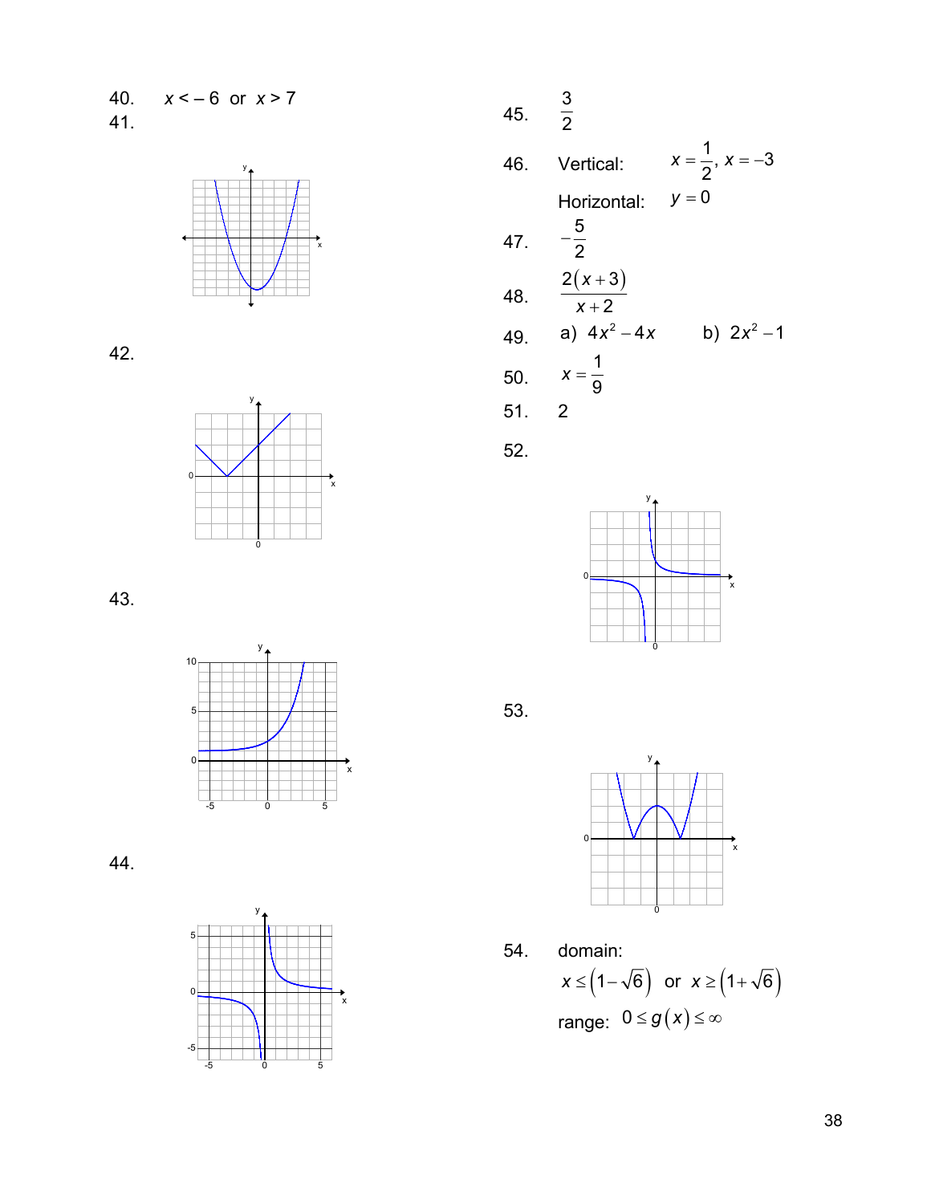40. $x < -6$ or $x > 7$

41.

42.

43.

44.

45. $\dfrac{3}{2}$

46. Vertical: $x = \dfrac{1}{2},\ x = -3$

Horizontal: $y = 0$

47. $-\dfrac{5}{2}$

48. $\dfrac{2(x+3)}{x+2}$

49. a) $4x^2 - 4x$  b) $2x^2 - 1$

50. $x = \dfrac{1}{9}$

51. 2

52.

53.

54. domain:

$x \le \left(1-\sqrt{6}\right)$ or $x \ge \left(1+\sqrt{6}\right)$

range: $0 \le g(x) \le \infty$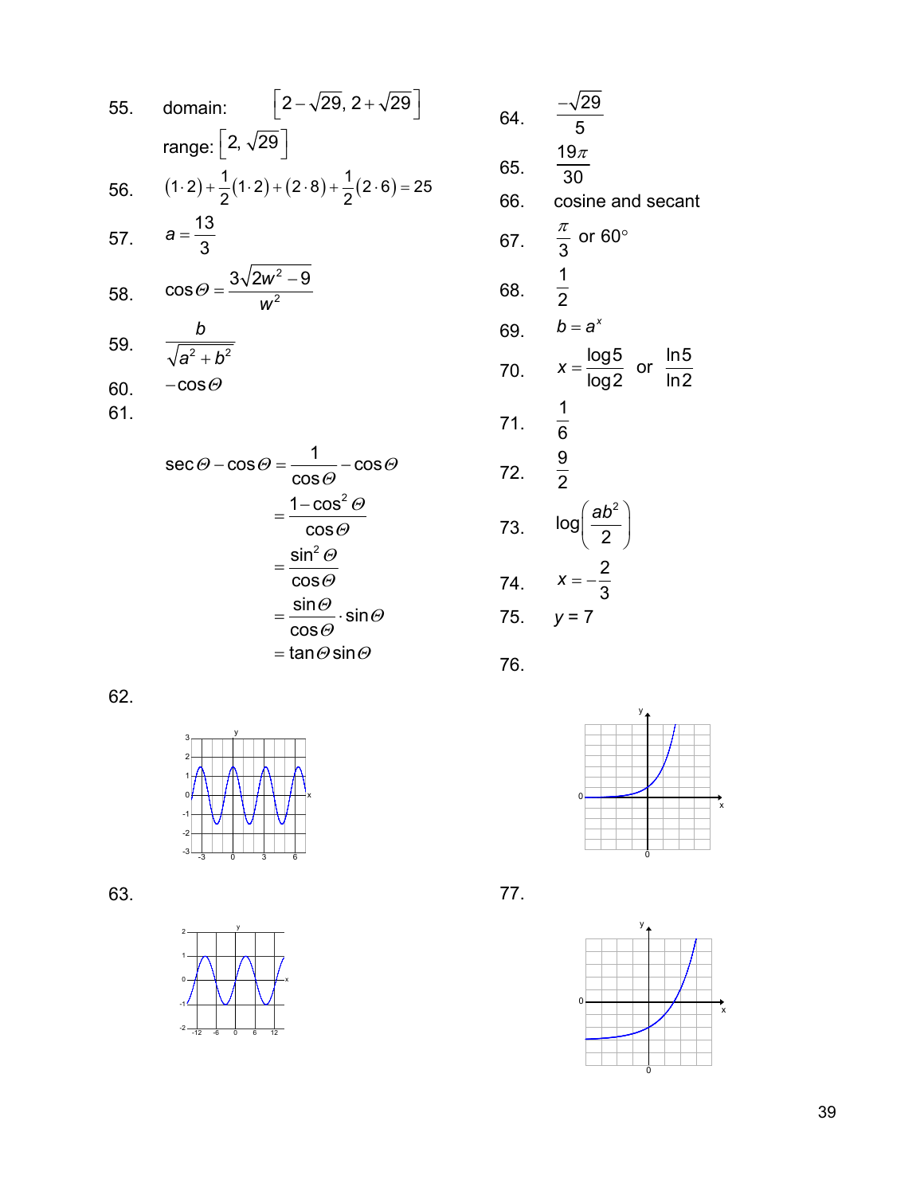55. domain: $\left[2-\sqrt{29},\, 2+\sqrt{29}\right]$

range: $\left[2,\, \sqrt{29}\right]$

56. $(1\cdot 2)+\frac{1}{2}(1\cdot 2)+(2\cdot 8)+\frac{1}{2}(2\cdot 6)=25$

57. $a=\frac{13}{3}$

58. $\cos\Theta=\frac{3\sqrt{2w^2-9}}{w^2}$

59. $\frac{b}{\sqrt{a^2+b^2}}$

60. $-\cos\Theta$

61.

$$
\begin{aligned}
\sec\Theta-\cos\Theta &= \frac{1}{\cos\Theta}-\cos\Theta \\
&= \frac{1-\cos^2\Theta}{\cos\Theta} \\
&= \frac{\sin^2\Theta}{\cos\Theta} \\
&= \frac{\sin\Theta}{\cos\Theta}\cdot\sin\Theta \\
&= \tan\Theta\sin\Theta
\end{aligned}
$$

62.

63.

64. $\frac{-\sqrt{29}}{5}$

65. $\frac{19\pi}{30}$

66. cosine and secant

67. $\frac{\pi}{3}$ or $60^\circ$

68. $\frac{1}{2}$

69. $b=a^x$

70. $x=\frac{\log 5}{\log 2}$ or $\frac{\ln 5}{\ln 2}$

71. $\frac{1}{6}$

72. $\frac{9}{2}$

73. $\log\left(\frac{ab^2}{2}\right)$

74. $x=-\frac{2}{3}$

75. $y = 7$

76.

77.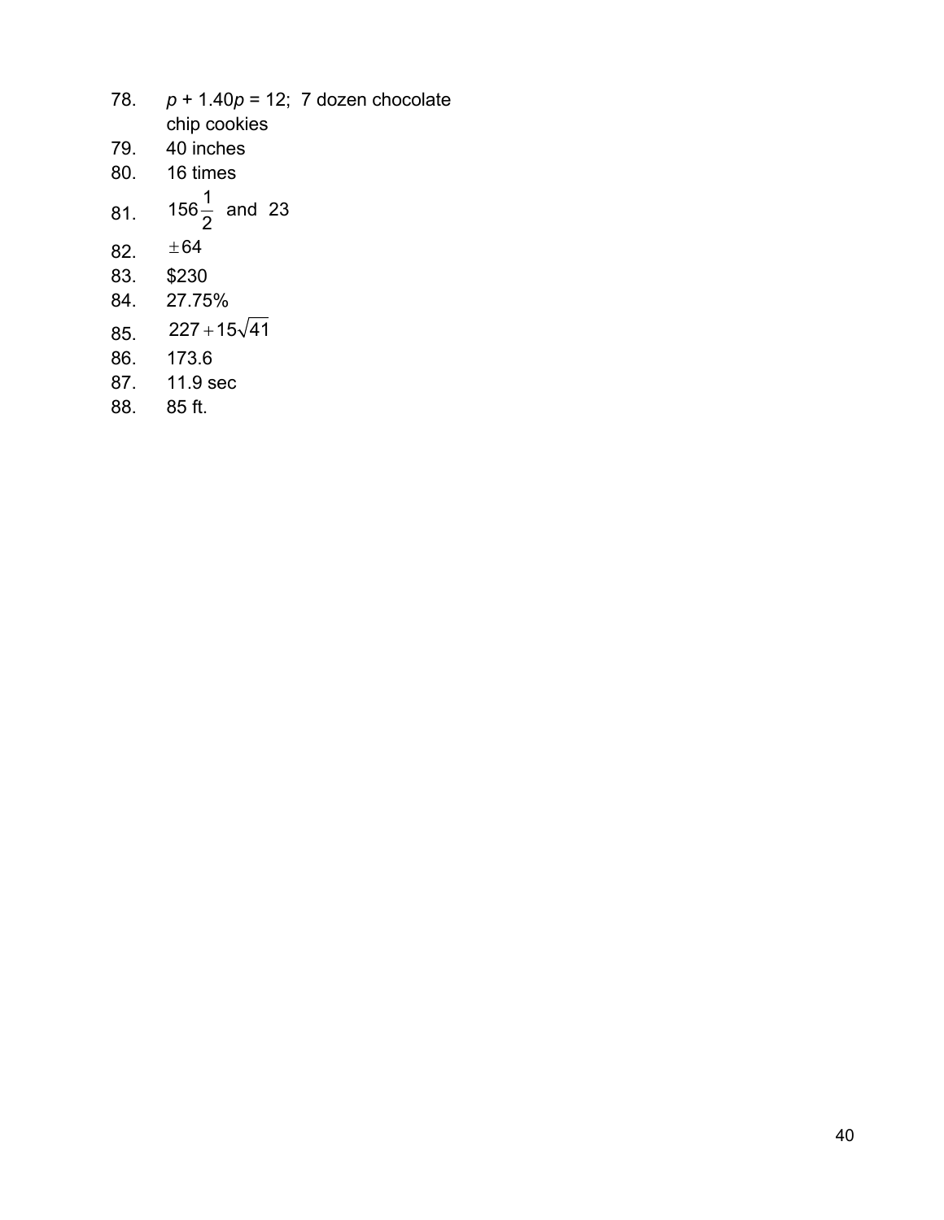78. $p + 1.40p = 12$; 7 dozen chocolate chip cookies
79. 40 inches
80. 16 times
81. $156\frac{1}{2}$ and 23
82. $\pm 64$
83. $230
84. 27.75%
85. $227 + 15\sqrt{41}$
86. 173.6
87. 11.9 sec
88. 85 ft.